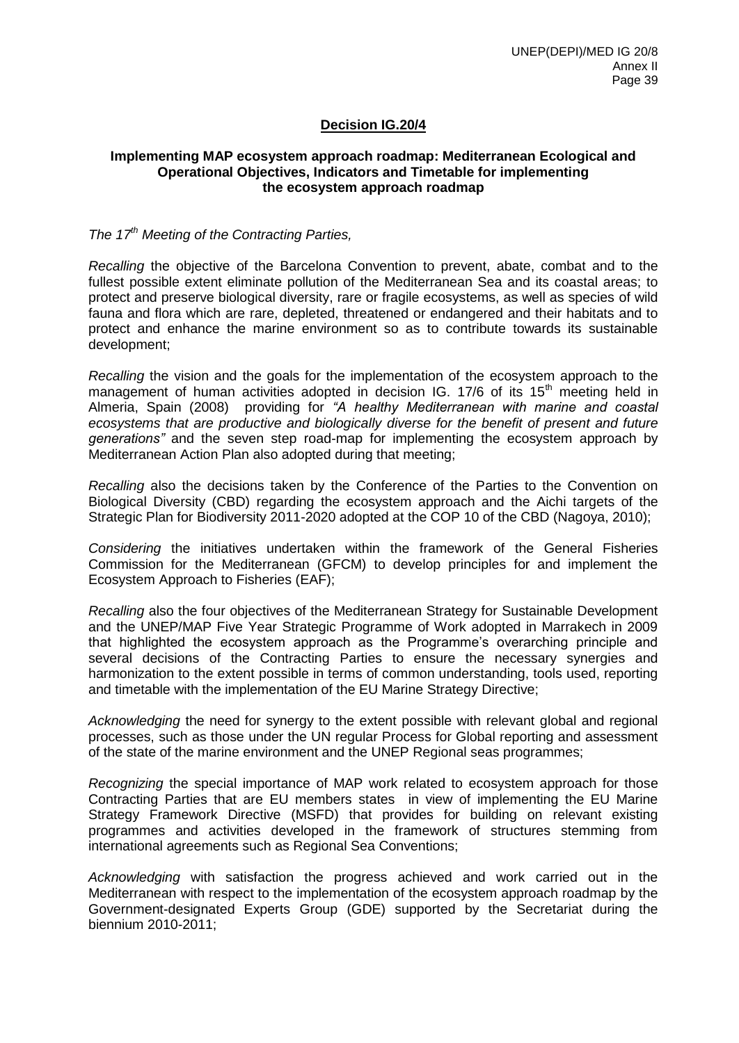## Decision IG.20/4

### Implementing MAP ecosystem approach roadmap: Mediterranean Ecological and Operational Objectives, Indicators and Timetable for implementing the ecosystem approach roadmap

*The 17th Meeting of the Contracting Parties,*

*Recalling* the objective of the Barcelona Convention to prevent, abate, combat and to the fullest possible extent eliminate pollution of the Mediterranean Sea and its coastal areas; to protect and preserve biological diversity, rare or fragile ecosystems, as well as species of wild fauna and flora which are rare, depleted, threatened or endangered and their habitats and to protect and enhance the marine environment so as to contribute towards its sustainable development;

*Recalling* the vision and the goals for the implementation of the ecosystem approach to the management of human activities adopted in decision IG. 17/6 of its 15th meeting held in Almeria, Spain (2008) providing for *"A healthy Mediterranean with marine and coastal ecosystems that are productive and biologically diverse for the benefit of present and future generations"* and the seven step road-map for implementing the ecosystem approach by Mediterranean Action Plan also adopted during that meeting;

*Recalling* also the decisions taken by the Conference of the Parties to the Convention on Biological Diversity (CBD) regarding the ecosystem approach and the Aichi targets of the Strategic Plan for Biodiversity 2011-2020 adopted at the COP 10 of the CBD (Nagoya, 2010);

*Considering* the initiatives undertaken within the framework of the General Fisheries Commission for the Mediterranean (GFCM) to develop principles for and implement the Ecosystem Approach to Fisheries (EAF);

*Recalling* also the four objectives of the Mediterranean Strategy for Sustainable Development and the UNEP/MAP Five Year Strategic Programme of Work adopted in Marrakech in 2009 that highlighted the ecosystem approach as the Programme's overarching principle and several decisions of the Contracting Parties to ensure the necessary synergies and harmonization to the extent possible in terms of common understanding, tools used, reporting and timetable with the implementation of the EU Marine Strategy Directive;

*Acknowledging* the need for synergy to the extent possible with relevant global and regional processes, such as those under the UN regular Process for Global reporting and assessment of the state of the marine environment and the UNEP Regional seas programmes;

*Recognizing* the special importance of MAP work related to ecosystem approach for those Contracting Parties that are EU members states in view of implementing the EU Marine Strategy Framework Directive (MSFD) that provides for building on relevant existing programmes and activities developed in the framework of structures stemming from international agreements such as Regional Sea Conventions;

*Acknowledging* with satisfaction the progress achieved and work carried out in the Mediterranean with respect to the implementation of the ecosystem approach roadmap by the Government-designated Experts Group (GDE) supported by the Secretariat during the biennium 2010-2011;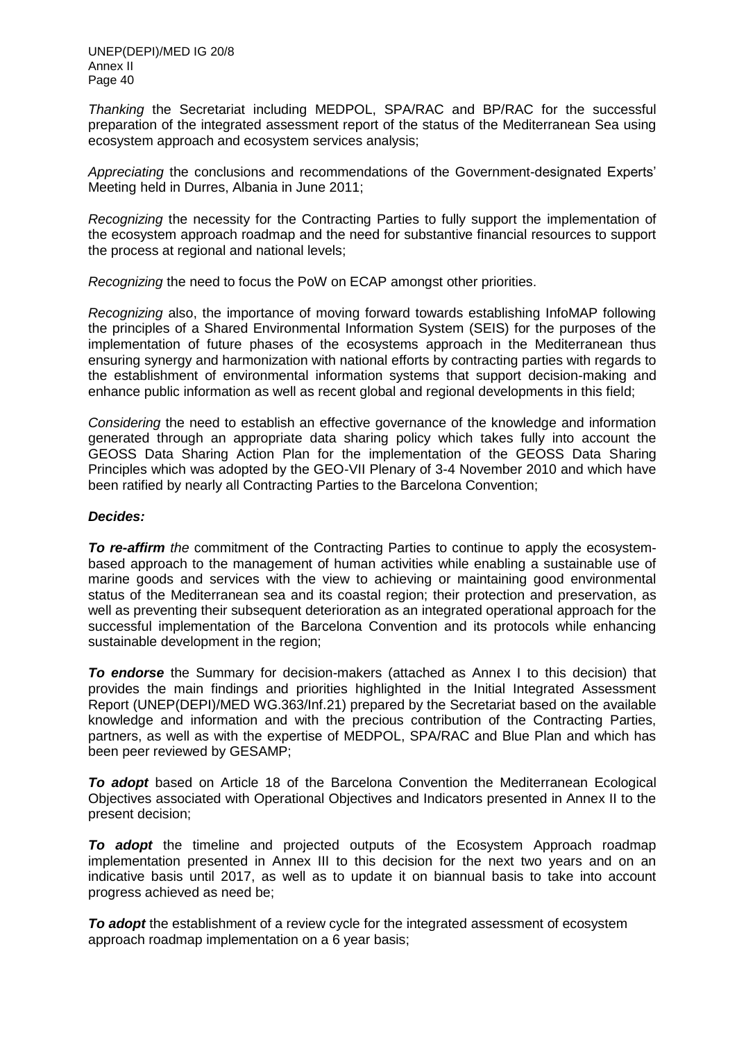*Thanking* the Secretariat including MEDPOL, SPA/RAC and BP/RAC for the successful preparation of the integrated assessment report of the status of the Mediterranean Sea using ecosystem approach and ecosystem services analysis;

*Appreciating* the conclusions and recommendations of the Government-designated Experts' Meeting held in Durres, Albania in June 2011;

*Recognizing* the necessity for the Contracting Parties to fully support the implementation of the ecosystem approach roadmap and the need for substantive financial resources to support the process at regional and national levels;

*Recognizing* the need to focus the PoW on ECAP amongst other priorities.

*Recognizing* also, the importance of moving forward towards establishing InfoMAP following the principles of a Shared Environmental Information System (SEIS) for the purposes of the implementation of future phases of the ecosystems approach in the Mediterranean thus ensuring synergy and harmonization with national efforts by contracting parties with regards to the establishment of environmental information systems that support decision-making and enhance public information as well as recent global and regional developments in this field;

*Considering* the need to establish an effective governance of the knowledge and information generated through an appropriate data sharing policy which takes fully into account the GEOSS Data Sharing Action Plan for the implementation of the GEOSS Data Sharing Principles which was adopted by the GEO-VII Plenary of 3-4 November 2010 and which have been ratified by nearly all Contracting Parties to the Barcelona Convention;

***Decides:***

***To re-affirm*** *the* commitment of the Contracting Parties to continue to apply the ecosystem-based approach to the management of human activities while enabling a sustainable use of marine goods and services with the view to achieving or maintaining good environmental status of the Mediterranean sea and its coastal region; their protection and preservation, as well as preventing their subsequent deterioration as an integrated operational approach for the successful implementation of the Barcelona Convention and its protocols while enhancing sustainable development in the region;

***To endorse*** the Summary for decision-makers (attached as Annex I to this decision) that provides the main findings and priorities highlighted in the Initial Integrated Assessment Report (UNEP(DEPI)/MED WG.363/Inf.21) prepared by the Secretariat based on the available knowledge and information and with the precious contribution of the Contracting Parties, partners, as well as with the expertise of MEDPOL, SPA/RAC and Blue Plan and which has been peer reviewed by GESAMP;

***To adopt*** based on Article 18 of the Barcelona Convention the Mediterranean Ecological Objectives associated with Operational Objectives and Indicators presented in Annex II to the present decision;

***To adopt*** the timeline and projected outputs of the Ecosystem Approach roadmap implementation presented in Annex III to this decision for the next two years and on an indicative basis until 2017, as well as to update it on biannual basis to take into account progress achieved as need be;

***To adopt*** the establishment of a review cycle for the integrated assessment of ecosystem approach roadmap implementation on a 6 year basis;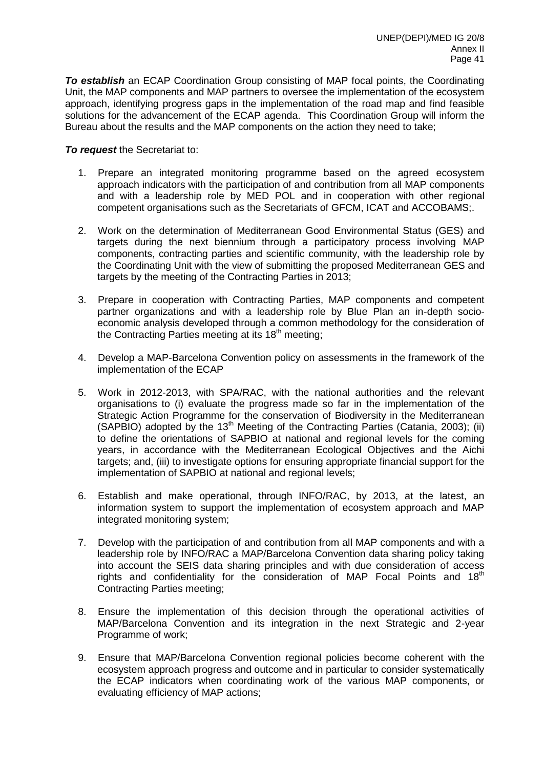***To establish*** an ECAP Coordination Group consisting of MAP focal points, the Coordinating Unit, the MAP components and MAP partners to oversee the implementation of the ecosystem approach, identifying progress gaps in the implementation of the road map and find feasible solutions for the advancement of the ECAP agenda. This Coordination Group will inform the Bureau about the results and the MAP components on the action they need to take;

***To request*** the Secretariat to:

1. Prepare an integrated monitoring programme based on the agreed ecosystem approach indicators with the participation of and contribution from all MAP components and with a leadership role by MED POL and in cooperation with other regional competent organisations such as the Secretariats of GFCM, ICAT and ACCOBAMS;.

2. Work on the determination of Mediterranean Good Environmental Status (GES) and targets during the next biennium through a participatory process involving MAP components, contracting parties and scientific community, with the leadership role by the Coordinating Unit with the view of submitting the proposed Mediterranean GES and targets by the meeting of the Contracting Parties in 2013;

3. Prepare in cooperation with Contracting Parties, MAP components and competent partner organizations and with a leadership role by Blue Plan an in-depth socio-economic analysis developed through a common methodology for the consideration of the Contracting Parties meeting at its 18th meeting;

4. Develop a MAP-Barcelona Convention policy on assessments in the framework of the implementation of the ECAP

5. Work in 2012-2013, with SPA/RAC, with the national authorities and the relevant organisations to (i) evaluate the progress made so far in the implementation of the Strategic Action Programme for the conservation of Biodiversity in the Mediterranean (SAPBIO) adopted by the 13th Meeting of the Contracting Parties (Catania, 2003); (ii) to define the orientations of SAPBIO at national and regional levels for the coming years, in accordance with the Mediterranean Ecological Objectives and the Aichi targets; and, (iii) to investigate options for ensuring appropriate financial support for the implementation of SAPBIO at national and regional levels;

6. Establish and make operational, through INFO/RAC, by 2013, at the latest, an information system to support the implementation of ecosystem approach and MAP integrated monitoring system;

7. Develop with the participation of and contribution from all MAP components and with a leadership role by INFO/RAC a MAP/Barcelona Convention data sharing policy taking into account the SEIS data sharing principles and with due consideration of access rights and confidentiality for the consideration of MAP Focal Points and 18th Contracting Parties meeting;

8. Ensure the implementation of this decision through the operational activities of MAP/Barcelona Convention and its integration in the next Strategic and 2-year Programme of work;

9. Ensure that MAP/Barcelona Convention regional policies become coherent with the ecosystem approach progress and outcome and in particular to consider systematically the ECAP indicators when coordinating work of the various MAP components, or evaluating efficiency of MAP actions;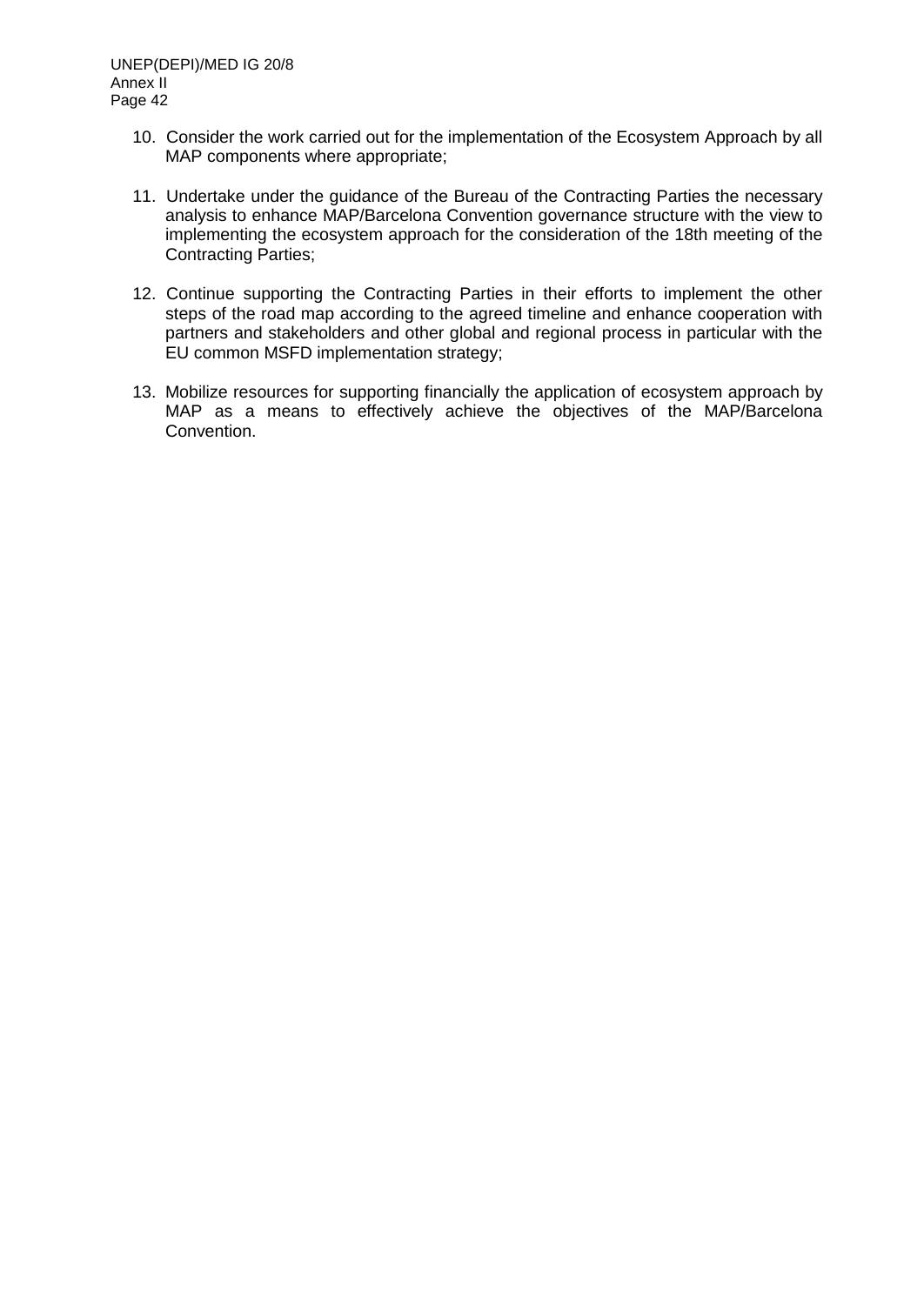10. Consider the work carried out for the implementation of the Ecosystem Approach by all MAP components where appropriate;

11. Undertake under the guidance of the Bureau of the Contracting Parties the necessary analysis to enhance MAP/Barcelona Convention governance structure with the view to implementing the ecosystem approach for the consideration of the 18th meeting of the Contracting Parties;

12. Continue supporting the Contracting Parties in their efforts to implement the other steps of the road map according to the agreed timeline and enhance cooperation with partners and stakeholders and other global and regional process in particular with the EU common MSFD implementation strategy;

13. Mobilize resources for supporting financially the application of ecosystem approach by MAP as a means to effectively achieve the objectives of the MAP/Barcelona Convention.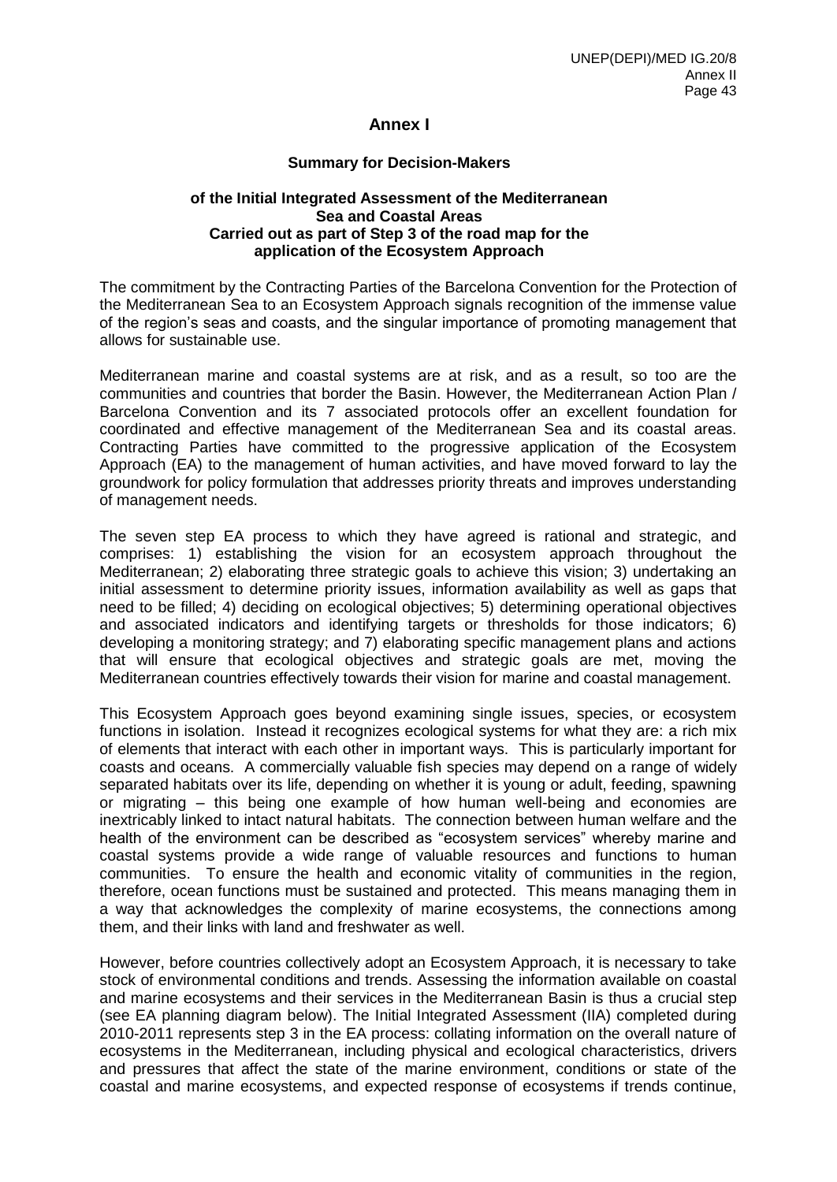# Annex I

## Summary for Decision-Makers

### of the Initial Integrated Assessment of the Mediterranean Sea and Coastal Areas Carried out as part of Step 3 of the road map for the application of the Ecosystem Approach

The commitment by the Contracting Parties of the Barcelona Convention for the Protection of the Mediterranean Sea to an Ecosystem Approach signals recognition of the immense value of the region's seas and coasts, and the singular importance of promoting management that allows for sustainable use.

Mediterranean marine and coastal systems are at risk, and as a result, so too are the communities and countries that border the Basin. However, the Mediterranean Action Plan / Barcelona Convention and its 7 associated protocols offer an excellent foundation for coordinated and effective management of the Mediterranean Sea and its coastal areas. Contracting Parties have committed to the progressive application of the Ecosystem Approach (EA) to the management of human activities, and have moved forward to lay the groundwork for policy formulation that addresses priority threats and improves understanding of management needs.

The seven step EA process to which they have agreed is rational and strategic, and comprises: 1) establishing the vision for an ecosystem approach throughout the Mediterranean; 2) elaborating three strategic goals to achieve this vision; 3) undertaking an initial assessment to determine priority issues, information availability as well as gaps that need to be filled; 4) deciding on ecological objectives; 5) determining operational objectives and associated indicators and identifying targets or thresholds for those indicators; 6) developing a monitoring strategy; and 7) elaborating specific management plans and actions that will ensure that ecological objectives and strategic goals are met, moving the Mediterranean countries effectively towards their vision for marine and coastal management.

This Ecosystem Approach goes beyond examining single issues, species, or ecosystem functions in isolation. Instead it recognizes ecological systems for what they are: a rich mix of elements that interact with each other in important ways. This is particularly important for coasts and oceans. A commercially valuable fish species may depend on a range of widely separated habitats over its life, depending on whether it is young or adult, feeding, spawning or migrating – this being one example of how human well-being and economies are inextricably linked to intact natural habitats. The connection between human welfare and the health of the environment can be described as "ecosystem services" whereby marine and coastal systems provide a wide range of valuable resources and functions to human communities. To ensure the health and economic vitality of communities in the region, therefore, ocean functions must be sustained and protected. This means managing them in a way that acknowledges the complexity of marine ecosystems, the connections among them, and their links with land and freshwater as well.

However, before countries collectively adopt an Ecosystem Approach, it is necessary to take stock of environmental conditions and trends. Assessing the information available on coastal and marine ecosystems and their services in the Mediterranean Basin is thus a crucial step (see EA planning diagram below). The Initial Integrated Assessment (IIA) completed during 2010-2011 represents step 3 in the EA process: collating information on the overall nature of ecosystems in the Mediterranean, including physical and ecological characteristics, drivers and pressures that affect the state of the marine environment, conditions or state of the coastal and marine ecosystems, and expected response of ecosystems if trends continue,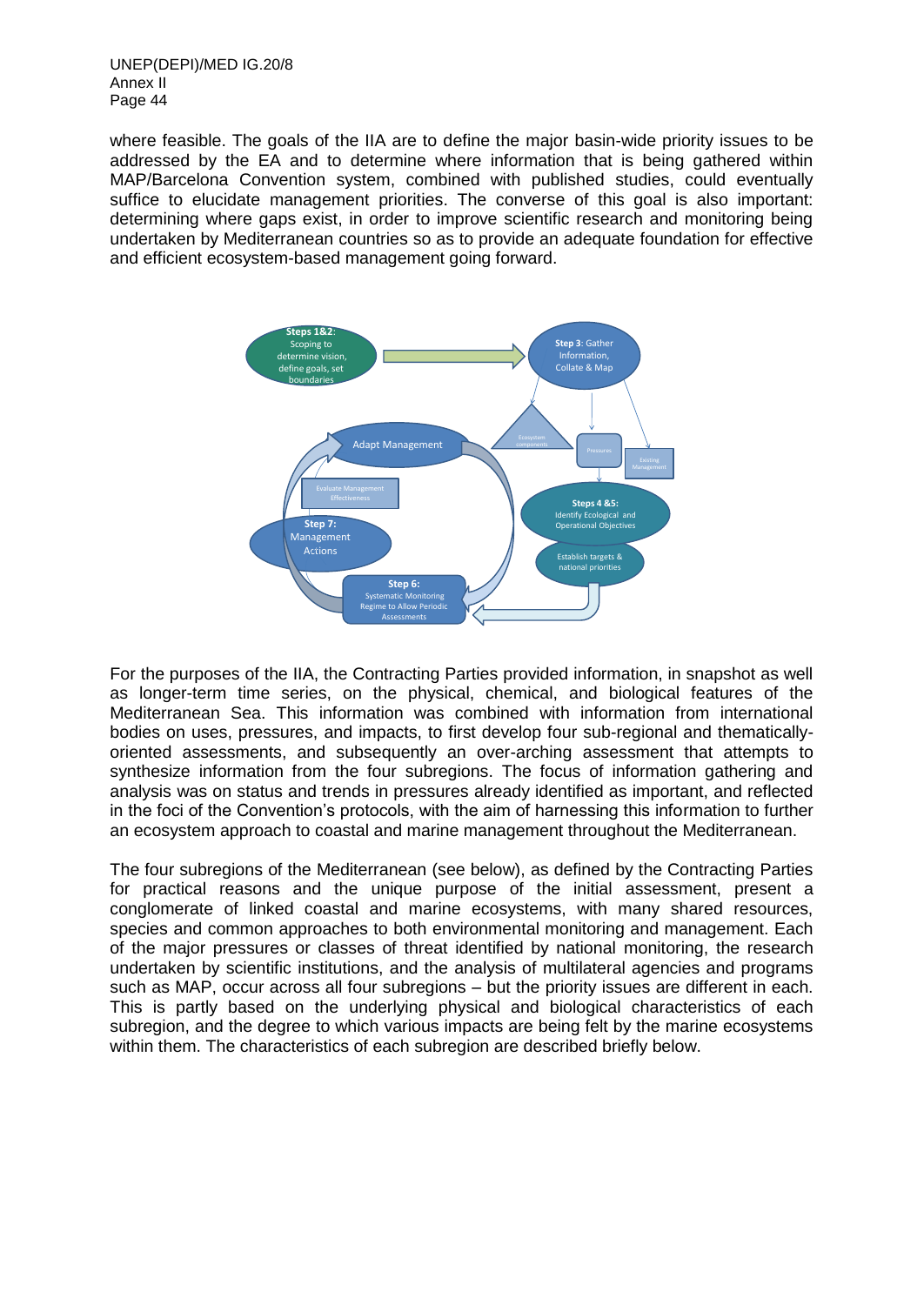where feasible. The goals of the IIA are to define the major basin-wide priority issues to be addressed by the EA and to determine where information that is being gathered within MAP/Barcelona Convention system, combined with published studies, could eventually suffice to elucidate management priorities. The converse of this goal is also important: determining where gaps exist, in order to improve scientific research and monitoring being undertaken by Mediterranean countries so as to provide an adequate foundation for effective and efficient ecosystem-based management going forward.

For the purposes of the IIA, the Contracting Parties provided information, in snapshot as well as longer-term time series, on the physical, chemical, and biological features of the Mediterranean Sea. This information was combined with information from international bodies on uses, pressures, and impacts, to first develop four sub-regional and thematically-oriented assessments, and subsequently an over-arching assessment that attempts to synthesize information from the four subregions. The focus of information gathering and analysis was on status and trends in pressures already identified as important, and reflected in the foci of the Convention's protocols, with the aim of harnessing this information to further an ecosystem approach to coastal and marine management throughout the Mediterranean.

The four subregions of the Mediterranean (see below), as defined by the Contracting Parties for practical reasons and the unique purpose of the initial assessment, present a conglomerate of linked coastal and marine ecosystems, with many shared resources, species and common approaches to both environmental monitoring and management. Each of the major pressures or classes of threat identified by national monitoring, the research undertaken by scientific institutions, and the analysis of multilateral agencies and programs such as MAP, occur across all four subregions – but the priority issues are different in each. This is partly based on the underlying physical and biological characteristics of each subregion, and the degree to which various impacts are being felt by the marine ecosystems within them. The characteristics of each subregion are described briefly below.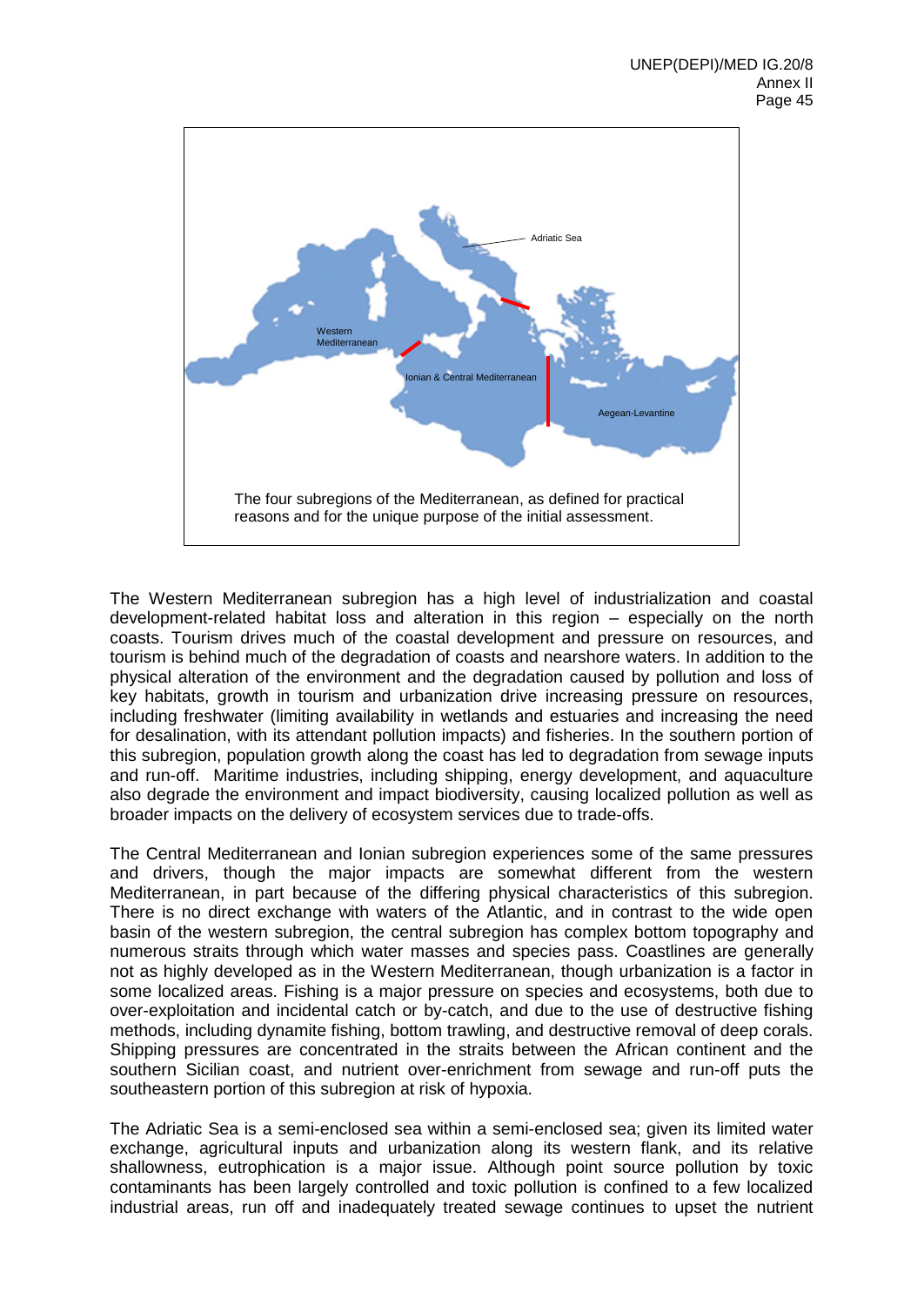The four subregions of the Mediterranean, as defined for practical reasons and for the unique purpose of the initial assessment.

The Western Mediterranean subregion has a high level of industrialization and coastal development-related habitat loss and alteration in this region – especially on the north coasts. Tourism drives much of the coastal development and pressure on resources, and tourism is behind much of the degradation of coasts and nearshore waters. In addition to the physical alteration of the environment and the degradation caused by pollution and loss of key habitats, growth in tourism and urbanization drive increasing pressure on resources, including freshwater (limiting availability in wetlands and estuaries and increasing the need for desalination, with its attendant pollution impacts) and fisheries. In the southern portion of this subregion, population growth along the coast has led to degradation from sewage inputs and run-off. Maritime industries, including shipping, energy development, and aquaculture also degrade the environment and impact biodiversity, causing localized pollution as well as broader impacts on the delivery of ecosystem services due to trade-offs.

The Central Mediterranean and Ionian subregion experiences some of the same pressures and drivers, though the major impacts are somewhat different from the western Mediterranean, in part because of the differing physical characteristics of this subregion. There is no direct exchange with waters of the Atlantic, and in contrast to the wide open basin of the western subregion, the central subregion has complex bottom topography and numerous straits through which water masses and species pass. Coastlines are generally not as highly developed as in the Western Mediterranean, though urbanization is a factor in some localized areas. Fishing is a major pressure on species and ecosystems, both due to over-exploitation and incidental catch or by-catch, and due to the use of destructive fishing methods, including dynamite fishing, bottom trawling, and destructive removal of deep corals. Shipping pressures are concentrated in the straits between the African continent and the southern Sicilian coast, and nutrient over-enrichment from sewage and run-off puts the southeastern portion of this subregion at risk of hypoxia.

The Adriatic Sea is a semi-enclosed sea within a semi-enclosed sea; given its limited water exchange, agricultural inputs and urbanization along its western flank, and its relative shallowness, eutrophication is a major issue. Although point source pollution by toxic contaminants has been largely controlled and toxic pollution is confined to a few localized industrial areas, run off and inadequately treated sewage continues to upset the nutrient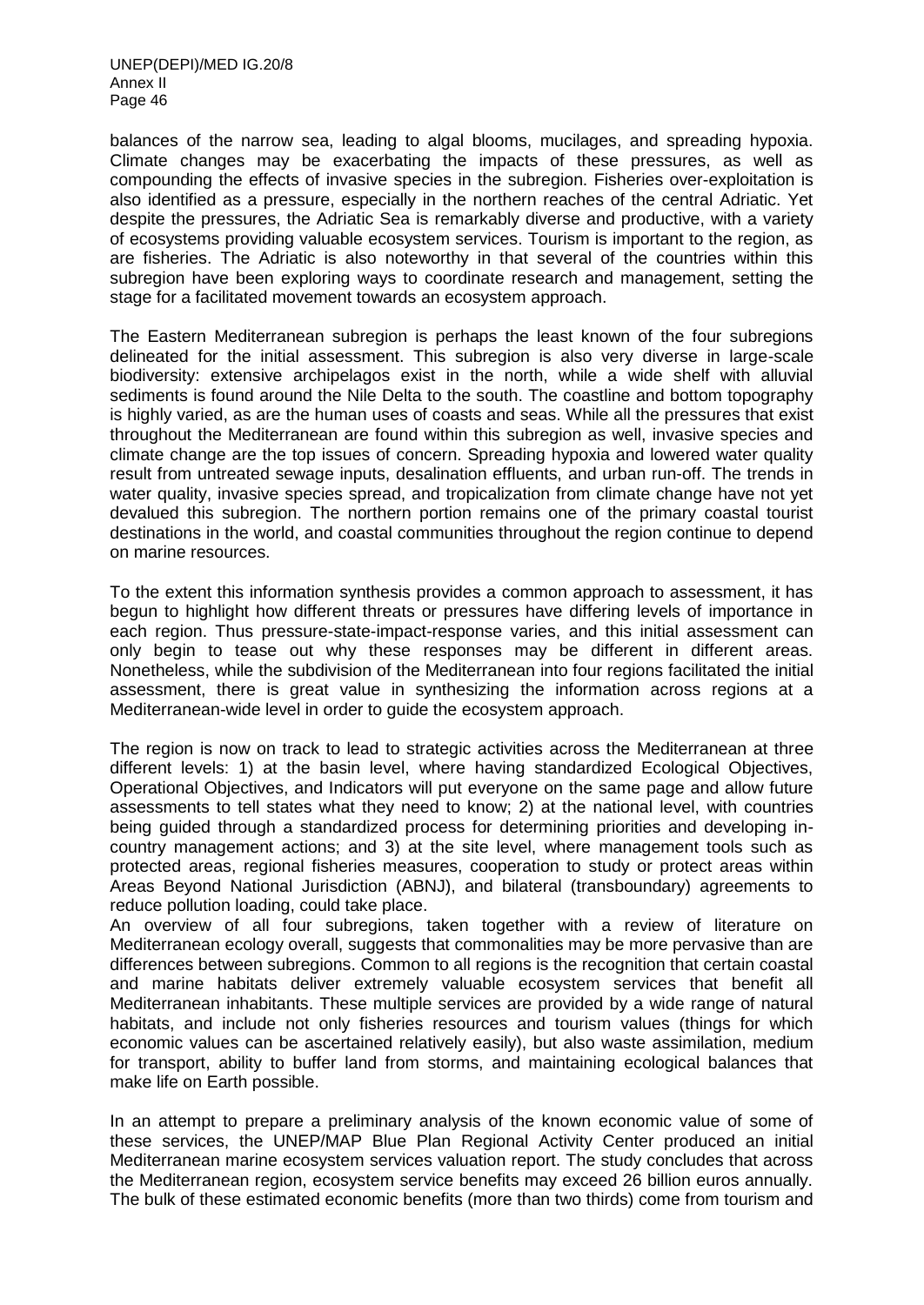balances of the narrow sea, leading to algal blooms, mucilages, and spreading hypoxia. Climate changes may be exacerbating the impacts of these pressures, as well as compounding the effects of invasive species in the subregion. Fisheries over-exploitation is also identified as a pressure, especially in the northern reaches of the central Adriatic. Yet despite the pressures, the Adriatic Sea is remarkably diverse and productive, with a variety of ecosystems providing valuable ecosystem services. Tourism is important to the region, as are fisheries. The Adriatic is also noteworthy in that several of the countries within this subregion have been exploring ways to coordinate research and management, setting the stage for a facilitated movement towards an ecosystem approach.

The Eastern Mediterranean subregion is perhaps the least known of the four subregions delineated for the initial assessment. This subregion is also very diverse in large-scale biodiversity: extensive archipelagos exist in the north, while a wide shelf with alluvial sediments is found around the Nile Delta to the south. The coastline and bottom topography is highly varied, as are the human uses of coasts and seas. While all the pressures that exist throughout the Mediterranean are found within this subregion as well, invasive species and climate change are the top issues of concern. Spreading hypoxia and lowered water quality result from untreated sewage inputs, desalination effluents, and urban run-off. The trends in water quality, invasive species spread, and tropicalization from climate change have not yet devalued this subregion. The northern portion remains one of the primary coastal tourist destinations in the world, and coastal communities throughout the region continue to depend on marine resources.

To the extent this information synthesis provides a common approach to assessment, it has begun to highlight how different threats or pressures have differing levels of importance in each region. Thus pressure-state-impact-response varies, and this initial assessment can only begin to tease out why these responses may be different in different areas. Nonetheless, while the subdivision of the Mediterranean into four regions facilitated the initial assessment, there is great value in synthesizing the information across regions at a Mediterranean-wide level in order to guide the ecosystem approach.

The region is now on track to lead to strategic activities across the Mediterranean at three different levels: 1) at the basin level, where having standardized Ecological Objectives, Operational Objectives, and Indicators will put everyone on the same page and allow future assessments to tell states what they need to know; 2) at the national level, with countries being guided through a standardized process for determining priorities and developing in-country management actions; and 3) at the site level, where management tools such as protected areas, regional fisheries measures, cooperation to study or protect areas within Areas Beyond National Jurisdiction (ABNJ), and bilateral (transboundary) agreements to reduce pollution loading, could take place.

An overview of all four subregions, taken together with a review of literature on Mediterranean ecology overall, suggests that commonalities may be more pervasive than are differences between subregions. Common to all regions is the recognition that certain coastal and marine habitats deliver extremely valuable ecosystem services that benefit all Mediterranean inhabitants. These multiple services are provided by a wide range of natural habitats, and include not only fisheries resources and tourism values (things for which economic values can be ascertained relatively easily), but also waste assimilation, medium for transport, ability to buffer land from storms, and maintaining ecological balances that make life on Earth possible.

In an attempt to prepare a preliminary analysis of the known economic value of some of these services, the UNEP/MAP Blue Plan Regional Activity Center produced an initial Mediterranean marine ecosystem services valuation report. The study concludes that across the Mediterranean region, ecosystem service benefits may exceed 26 billion euros annually. The bulk of these estimated economic benefits (more than two thirds) come from tourism and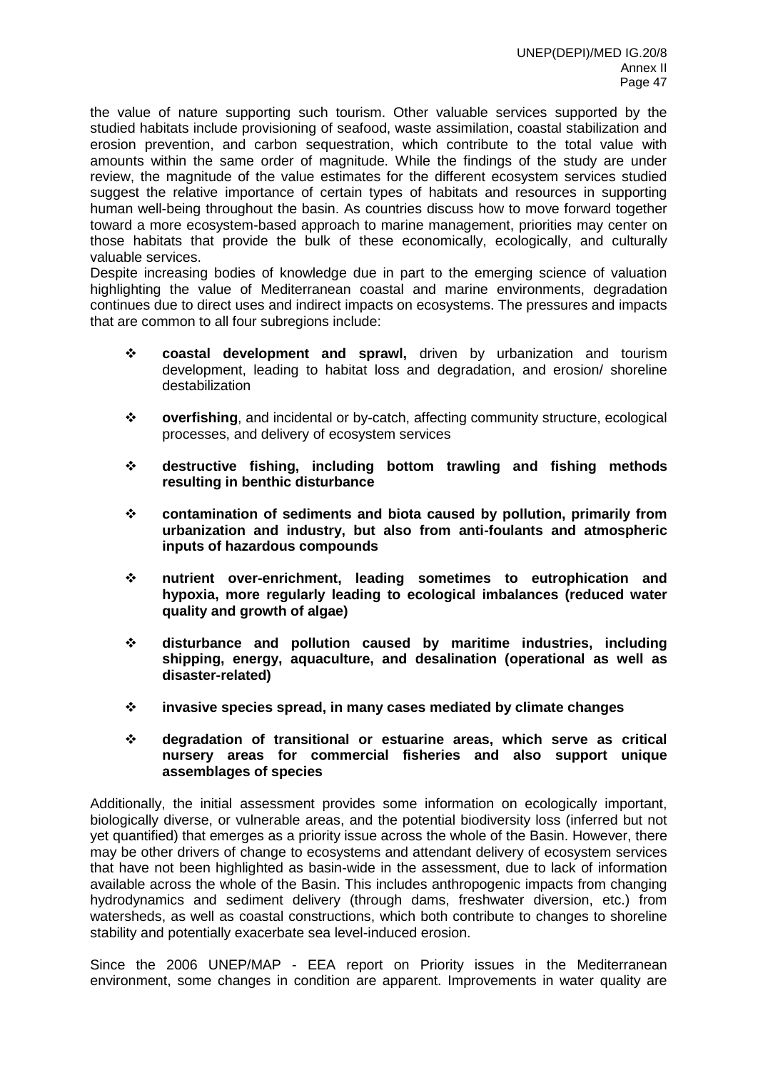the value of nature supporting such tourism. Other valuable services supported by the studied habitats include provisioning of seafood, waste assimilation, coastal stabilization and erosion prevention, and carbon sequestration, which contribute to the total value with amounts within the same order of magnitude. While the findings of the study are under review, the magnitude of the value estimates for the different ecosystem services studied suggest the relative importance of certain types of habitats and resources in supporting human well-being throughout the basin. As countries discuss how to move forward together toward a more ecosystem-based approach to marine management, priorities may center on those habitats that provide the bulk of these economically, ecologically, and culturally valuable services.

Despite increasing bodies of knowledge due in part to the emerging science of valuation highlighting the value of Mediterranean coastal and marine environments, degradation continues due to direct uses and indirect impacts on ecosystems. The pressures and impacts that are common to all four subregions include:

- **coastal development and sprawl,** driven by urbanization and tourism development, leading to habitat loss and degradation, and erosion/ shoreline destabilization
- **overfishing**, and incidental or by-catch, affecting community structure, ecological processes, and delivery of ecosystem services
- **destructive fishing, including bottom trawling and fishing methods resulting in benthic disturbance**
- **contamination of sediments and biota caused by pollution, primarily from urbanization and industry, but also from anti-foulants and atmospheric inputs of hazardous compounds**
- **nutrient over-enrichment, leading sometimes to eutrophication and hypoxia, more regularly leading to ecological imbalances (reduced water quality and growth of algae)**
- **disturbance and pollution caused by maritime industries, including shipping, energy, aquaculture, and desalination (operational as well as disaster-related)**
- **invasive species spread, in many cases mediated by climate changes**
- **degradation of transitional or estuarine areas, which serve as critical nursery areas for commercial fisheries and also support unique assemblages of species**

Additionally, the initial assessment provides some information on ecologically important, biologically diverse, or vulnerable areas, and the potential biodiversity loss (inferred but not yet quantified) that emerges as a priority issue across the whole of the Basin. However, there may be other drivers of change to ecosystems and attendant delivery of ecosystem services that have not been highlighted as basin-wide in the assessment, due to lack of information available across the whole of the Basin. This includes anthropogenic impacts from changing hydrodynamics and sediment delivery (through dams, freshwater diversion, etc.) from watersheds, as well as coastal constructions, which both contribute to changes to shoreline stability and potentially exacerbate sea level-induced erosion.

Since the 2006 UNEP/MAP - EEA report on Priority issues in the Mediterranean environment, some changes in condition are apparent. Improvements in water quality are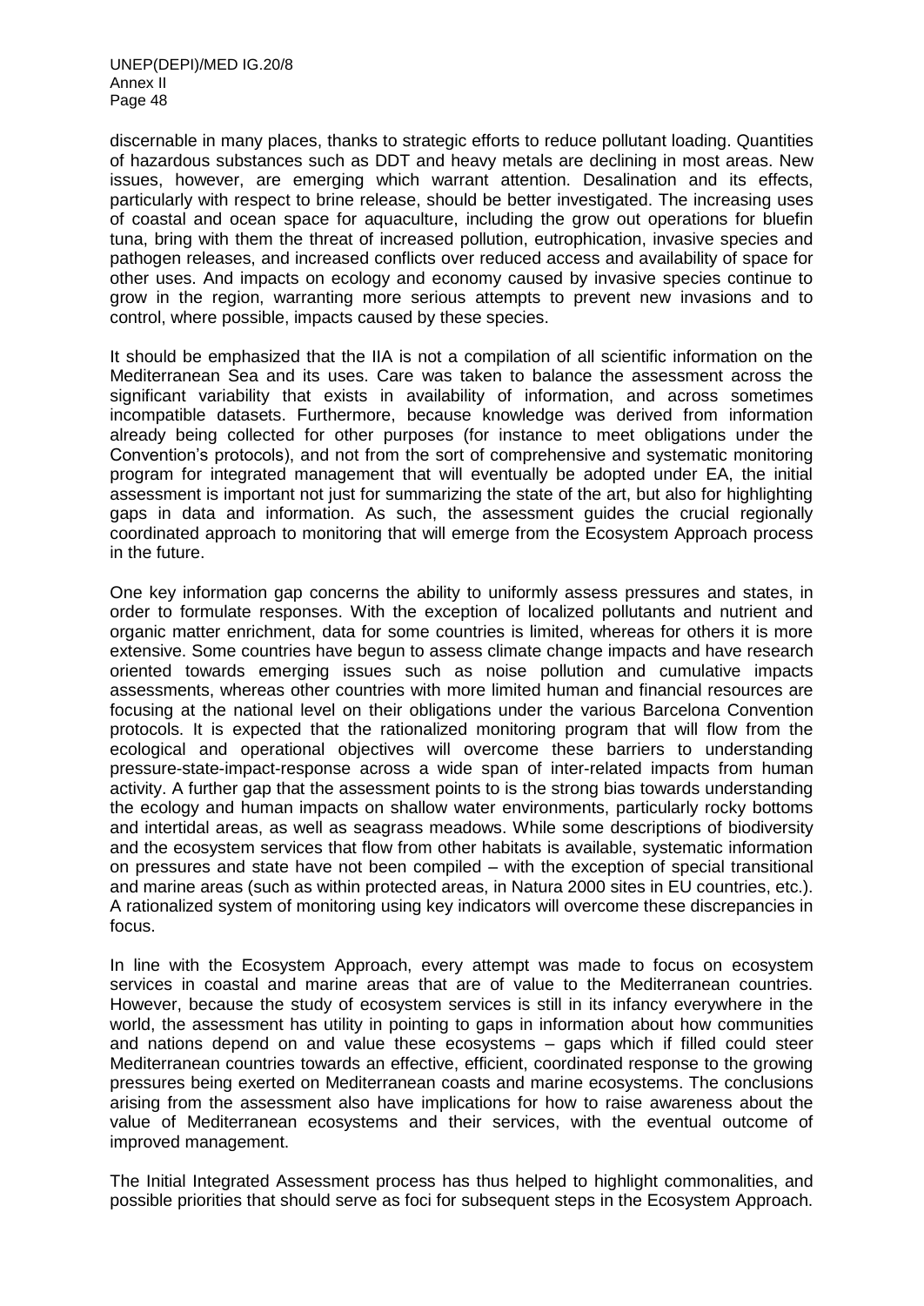discernable in many places, thanks to strategic efforts to reduce pollutant loading. Quantities of hazardous substances such as DDT and heavy metals are declining in most areas. New issues, however, are emerging which warrant attention. Desalination and its effects, particularly with respect to brine release, should be better investigated. The increasing uses of coastal and ocean space for aquaculture, including the grow out operations for bluefin tuna, bring with them the threat of increased pollution, eutrophication, invasive species and pathogen releases, and increased conflicts over reduced access and availability of space for other uses. And impacts on ecology and economy caused by invasive species continue to grow in the region, warranting more serious attempts to prevent new invasions and to control, where possible, impacts caused by these species.

It should be emphasized that the IIA is not a compilation of all scientific information on the Mediterranean Sea and its uses. Care was taken to balance the assessment across the significant variability that exists in availability of information, and across sometimes incompatible datasets. Furthermore, because knowledge was derived from information already being collected for other purposes (for instance to meet obligations under the Convention's protocols), and not from the sort of comprehensive and systematic monitoring program for integrated management that will eventually be adopted under EA, the initial assessment is important not just for summarizing the state of the art, but also for highlighting gaps in data and information. As such, the assessment guides the crucial regionally coordinated approach to monitoring that will emerge from the Ecosystem Approach process in the future.

One key information gap concerns the ability to uniformly assess pressures and states, in order to formulate responses. With the exception of localized pollutants and nutrient and organic matter enrichment, data for some countries is limited, whereas for others it is more extensive. Some countries have begun to assess climate change impacts and have research oriented towards emerging issues such as noise pollution and cumulative impacts assessments, whereas other countries with more limited human and financial resources are focusing at the national level on their obligations under the various Barcelona Convention protocols. It is expected that the rationalized monitoring program that will flow from the ecological and operational objectives will overcome these barriers to understanding pressure-state-impact-response across a wide span of inter-related impacts from human activity. A further gap that the assessment points to is the strong bias towards understanding the ecology and human impacts on shallow water environments, particularly rocky bottoms and intertidal areas, as well as seagrass meadows. While some descriptions of biodiversity and the ecosystem services that flow from other habitats is available, systematic information on pressures and state have not been compiled – with the exception of special transitional and marine areas (such as within protected areas, in Natura 2000 sites in EU countries, etc.). A rationalized system of monitoring using key indicators will overcome these discrepancies in focus.

In line with the Ecosystem Approach, every attempt was made to focus on ecosystem services in coastal and marine areas that are of value to the Mediterranean countries. However, because the study of ecosystem services is still in its infancy everywhere in the world, the assessment has utility in pointing to gaps in information about how communities and nations depend on and value these ecosystems – gaps which if filled could steer Mediterranean countries towards an effective, efficient, coordinated response to the growing pressures being exerted on Mediterranean coasts and marine ecosystems. The conclusions arising from the assessment also have implications for how to raise awareness about the value of Mediterranean ecosystems and their services, with the eventual outcome of improved management.

The Initial Integrated Assessment process has thus helped to highlight commonalities, and possible priorities that should serve as foci for subsequent steps in the Ecosystem Approach.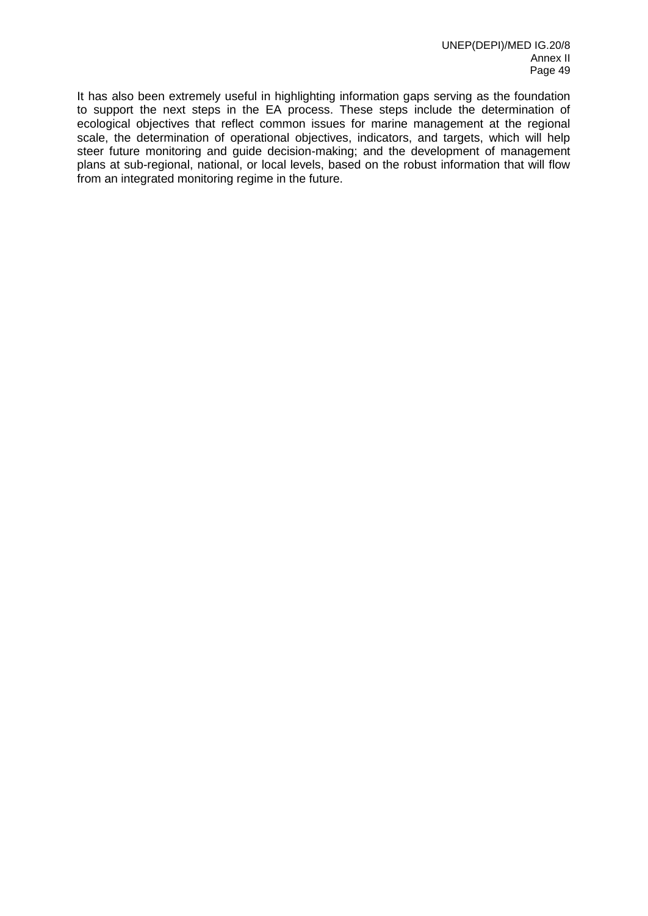It has also been extremely useful in highlighting information gaps serving as the foundation to support the next steps in the EA process. These steps include the determination of ecological objectives that reflect common issues for marine management at the regional scale, the determination of operational objectives, indicators, and targets, which will help steer future monitoring and guide decision-making; and the development of management plans at sub-regional, national, or local levels, based on the robust information that will flow from an integrated monitoring regime in the future.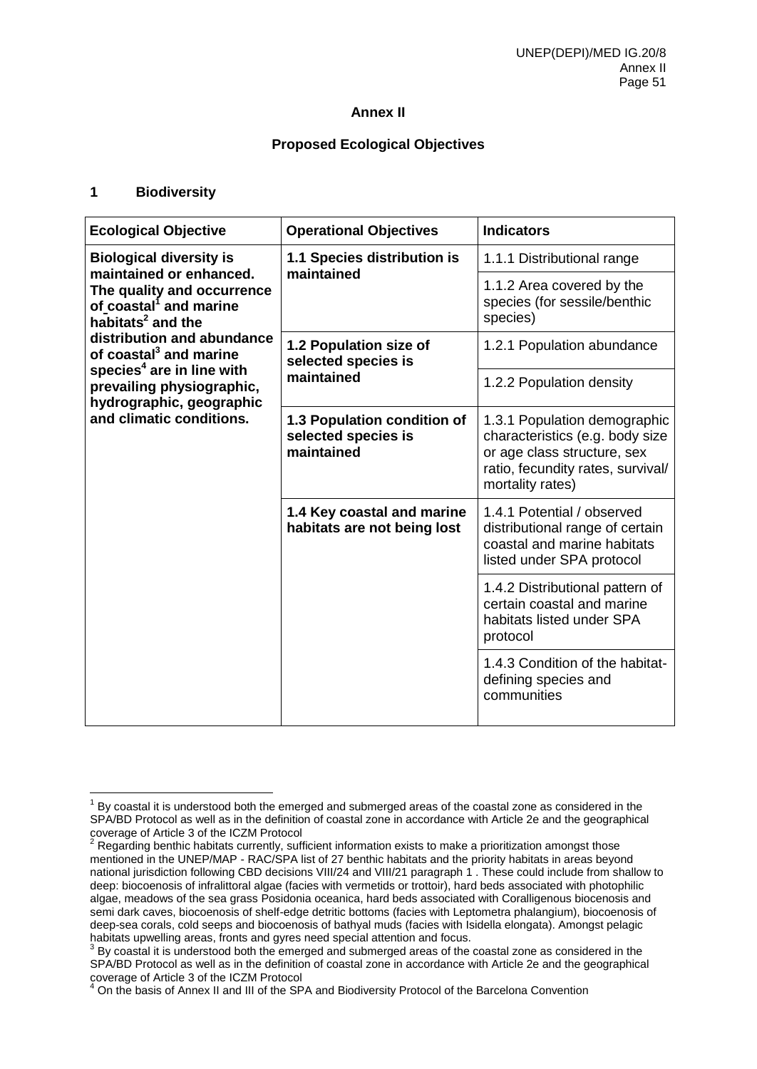**Annex II**

**Proposed Ecological Objectives**

## 1 Biodiversity

| Ecological Objective | Operational Objectives | Indicators |
|---|---|---|
| **Biological diversity is maintained or enhanced. The quality and occurrence of coastal[1] and marine habitats[2] and the distribution and abundance of coastal[3] and marine species[4] are in line with prevailing physiographic, hydrographic, geographic and climatic conditions.** | **1.1 Species distribution is maintained** | 1.1.1 Distributional range |
| | | 1.1.2 Area covered by the species (for sessile/benthic species) |
| | **1.2 Population size of selected species is maintained** | 1.2.1 Population abundance |
| | | 1.2.2 Population density |
| | **1.3 Population condition of selected species is maintained** | 1.3.1 Population demographic characteristics (e.g. body size or age class structure, sex ratio, fecundity rates, survival/ mortality rates) |
| | **1.4 Key coastal and marine habitats are not being lost** | 1.4.1 Potential / observed distributional range of certain coastal and marine habitats listed under SPA protocol |
| | | 1.4.2 Distributional pattern of certain coastal and marine habitats listed under SPA protocol |
| | | 1.4.3 Condition of the habitat-defining species and communities |

[1] By coastal it is understood both the emerged and submerged areas of the coastal zone as considered in the SPA/BD Protocol as well as in the definition of coastal zone in accordance with Article 2e and the geographical coverage of Article 3 of the ICZM Protocol

[2] Regarding benthic habitats currently, sufficient information exists to make a prioritization amongst those mentioned in the UNEP/MAP - RAC/SPA list of 27 benthic habitats and the priority habitats in areas beyond national jurisdiction following CBD decisions VIII/24 and VIII/21 paragraph 1 . These could include from shallow to deep: biocoenosis of infralittoral algae (facies with vermetids or trottoir), hard beds associated with photophilic algae, meadows of the sea grass Posidonia oceanica, hard beds associated with Coralligenous biocenosis and semi dark caves, biocoenosis of shelf-edge detritic bottoms (facies with Leptometra phalangium), biocoenosis of deep-sea corals, cold seeps and biocoenosis of bathyal muds (facies with Isidella elongata). Amongst pelagic habitats upwelling areas, fronts and gyres need special attention and focus.

[3] By coastal it is understood both the emerged and submerged areas of the coastal zone as considered in the SPA/BD Protocol as well as in the definition of coastal zone in accordance with Article 2e and the geographical coverage of Article 3 of the ICZM Protocol

[4] On the basis of Annex II and III of the SPA and Biodiversity Protocol of the Barcelona Convention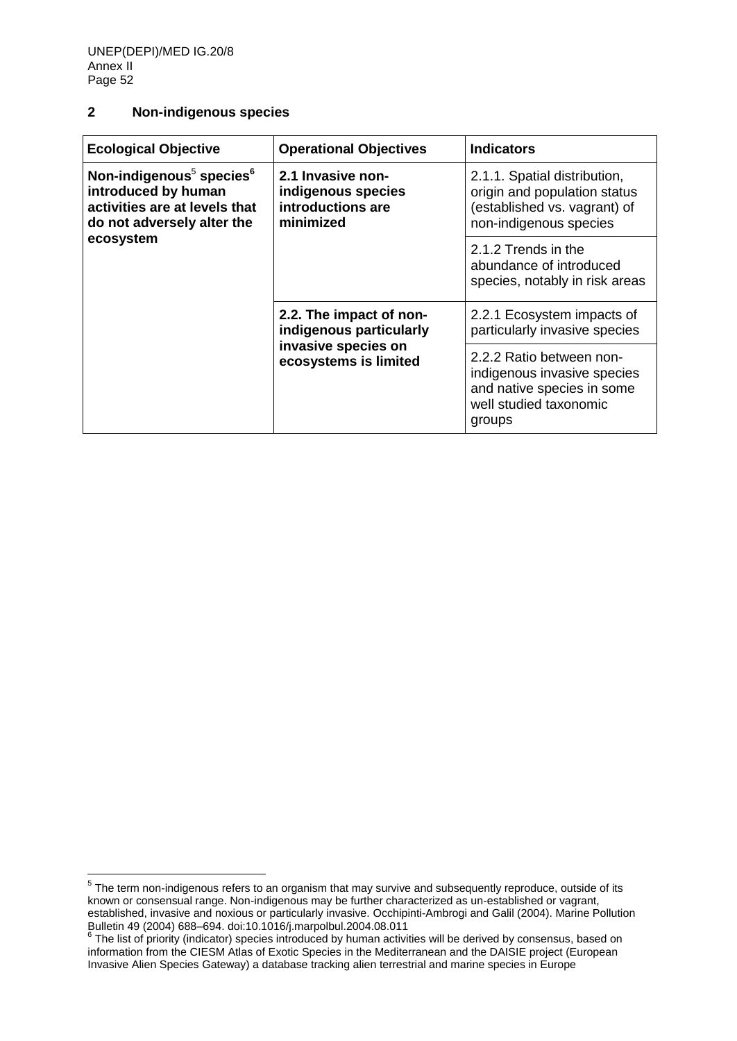## 2 Non-indigenous species

| Ecological Objective | Operational Objectives | Indicators |
|---|---|---|
| **Non-indigenous[5] species[6] introduced by human activities are at levels that do not adversely alter the ecosystem** | **2.1 Invasive non-indigenous species introductions are minimized** | 2.1.1. Spatial distribution, origin and population status (established vs. vagrant) of non-indigenous species |
| | | 2.1.2 Trends in the abundance of introduced species, notably in risk areas |
| | **2.2. The impact of non-indigenous particularly invasive species on ecosystems is limited** | 2.2.1 Ecosystem impacts of particularly invasive species |
| | | 2.2.2 Ratio between non-indigenous invasive species and native species in some well studied taxonomic groups |

[5] The term non-indigenous refers to an organism that may survive and subsequently reproduce, outside of its known or consensual range. Non-indigenous may be further characterized as un-established or vagrant, established, invasive and noxious or particularly invasive. Occhipinti-Ambrogi and Galil (2004). Marine Pollution Bulletin 49 (2004) 688–694. doi:10.1016/j.marpolbul.2004.08.011

[6] The list of priority (indicator) species introduced by human activities will be derived by consensus, based on information from the CIESM Atlas of Exotic Species in the Mediterranean and the DAISIE project (European Invasive Alien Species Gateway) a database tracking alien terrestrial and marine species in Europe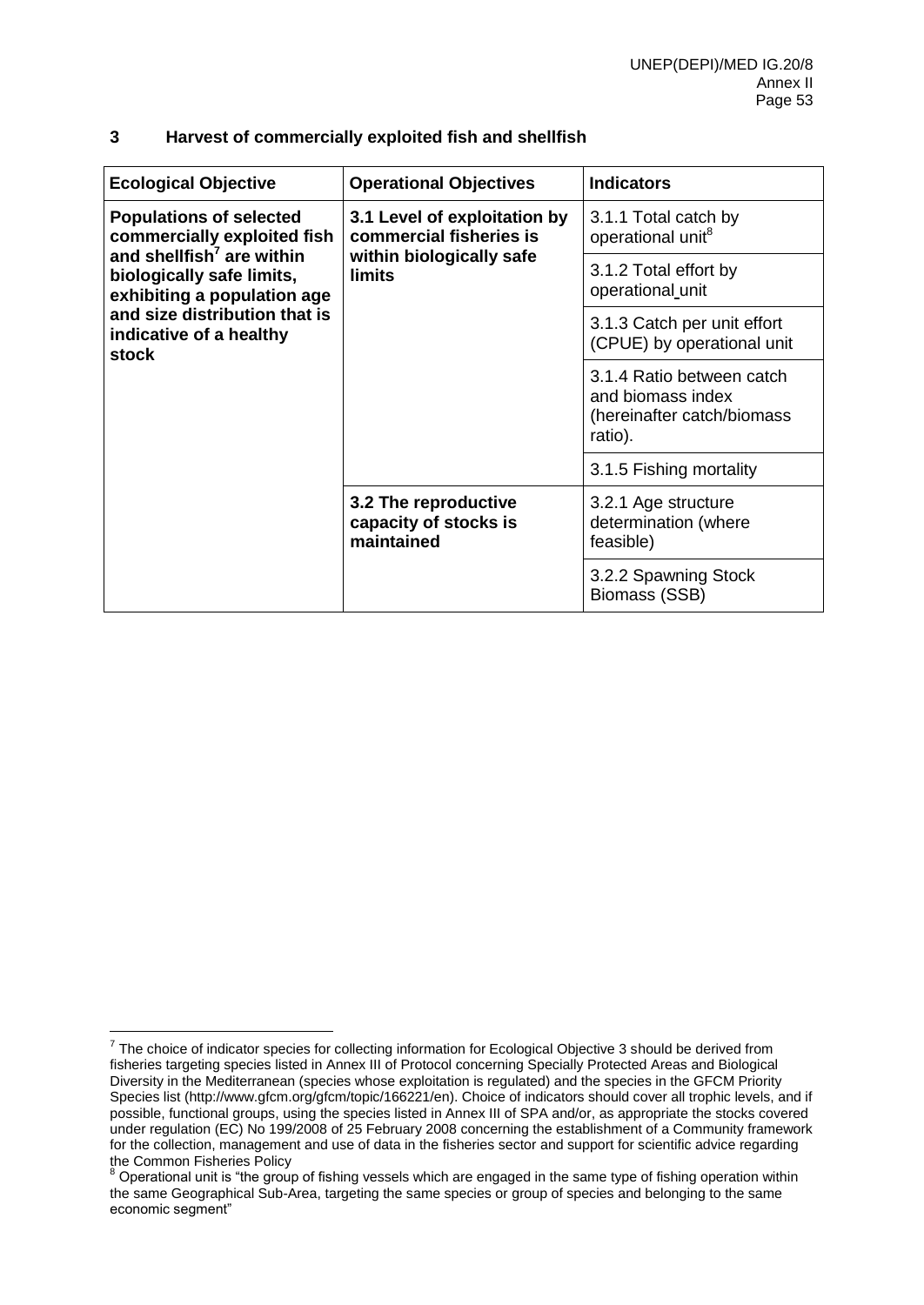## 3 Harvest of commercially exploited fish and shellfish

| Ecological Objective | Operational Objectives | Indicators |
|---|---|---|
| **Populations of selected commercially exploited fish and shellfish[7] are within biologically safe limits, exhibiting a population age and size distribution that is indicative of a healthy stock** | **3.1 Level of exploitation by commercial fisheries is within biologically safe limits** | 3.1.1 Total catch by operational unit[8] |
| | | 3.1.2 Total effort by operational unit |
| | | 3.1.3 Catch per unit effort (CPUE) by operational unit |
| | | 3.1.4 Ratio between catch and biomass index (hereinafter catch/biomass ratio). |
| | | 3.1.5 Fishing mortality |
| | **3.2 The reproductive capacity of stocks is maintained** | 3.2.1 Age structure determination (where feasible) |
| | | 3.2.2 Spawning Stock Biomass (SSB) |

[7] The choice of indicator species for collecting information for Ecological Objective 3 should be derived from fisheries targeting species listed in Annex III of Protocol concerning Specially Protected Areas and Biological Diversity in the Mediterranean (species whose exploitation is regulated) and the species in the GFCM Priority Species list (http://www.gfcm.org/gfcm/topic/166221/en). Choice of indicators should cover all trophic levels, and if possible, functional groups, using the species listed in Annex III of SPA and/or, as appropriate the stocks covered under regulation (EC) No 199/2008 of 25 February 2008 concerning the establishment of a Community framework for the collection, management and use of data in the fisheries sector and support for scientific advice regarding the Common Fisheries Policy

[8] Operational unit is "the group of fishing vessels which are engaged in the same type of fishing operation within the same Geographical Sub-Area, targeting the same species or group of species and belonging to the same economic segment"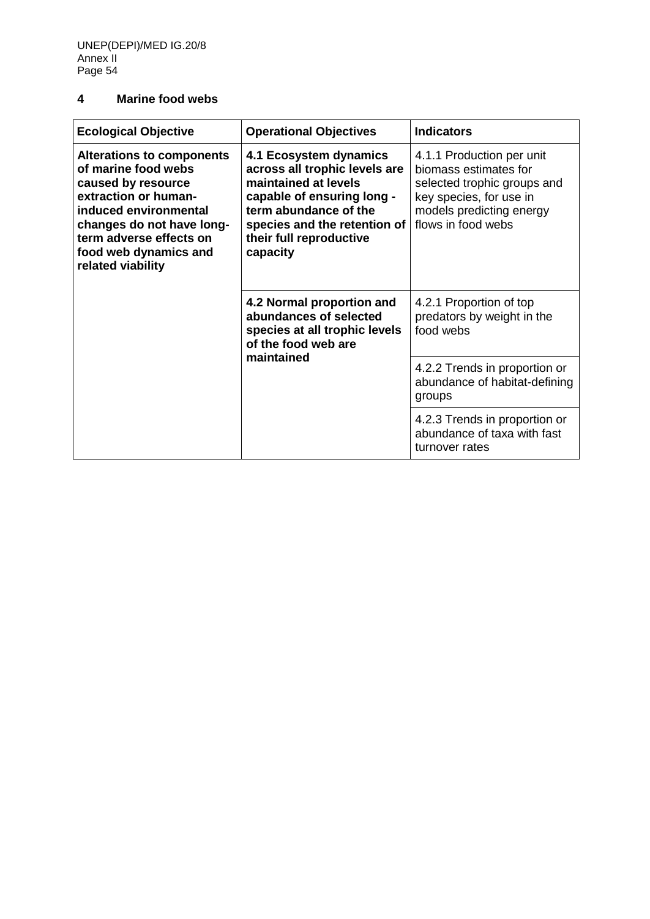## 4 Marine food webs

| Ecological Objective | Operational Objectives | Indicators |
|---|---|---|
| **Alterations to components of marine food webs caused by resource extraction or human-induced environmental changes do not have long-term adverse effects on food web dynamics and related viability** | **4.1 Ecosystem dynamics across all trophic levels are maintained at levels capable of ensuring long - term abundance of the species and the retention of their full reproductive capacity** | 4.1.1 Production per unit biomass estimates for selected trophic groups and key species, for use in models predicting energy flows in food webs |
| | **4.2 Normal proportion and abundances of selected species at all trophic levels of the food web are maintained** | 4.2.1 Proportion of top predators by weight in the food webs |
| | | 4.2.2 Trends in proportion or abundance of habitat-defining groups |
| | | 4.2.3 Trends in proportion or abundance of taxa with fast turnover rates |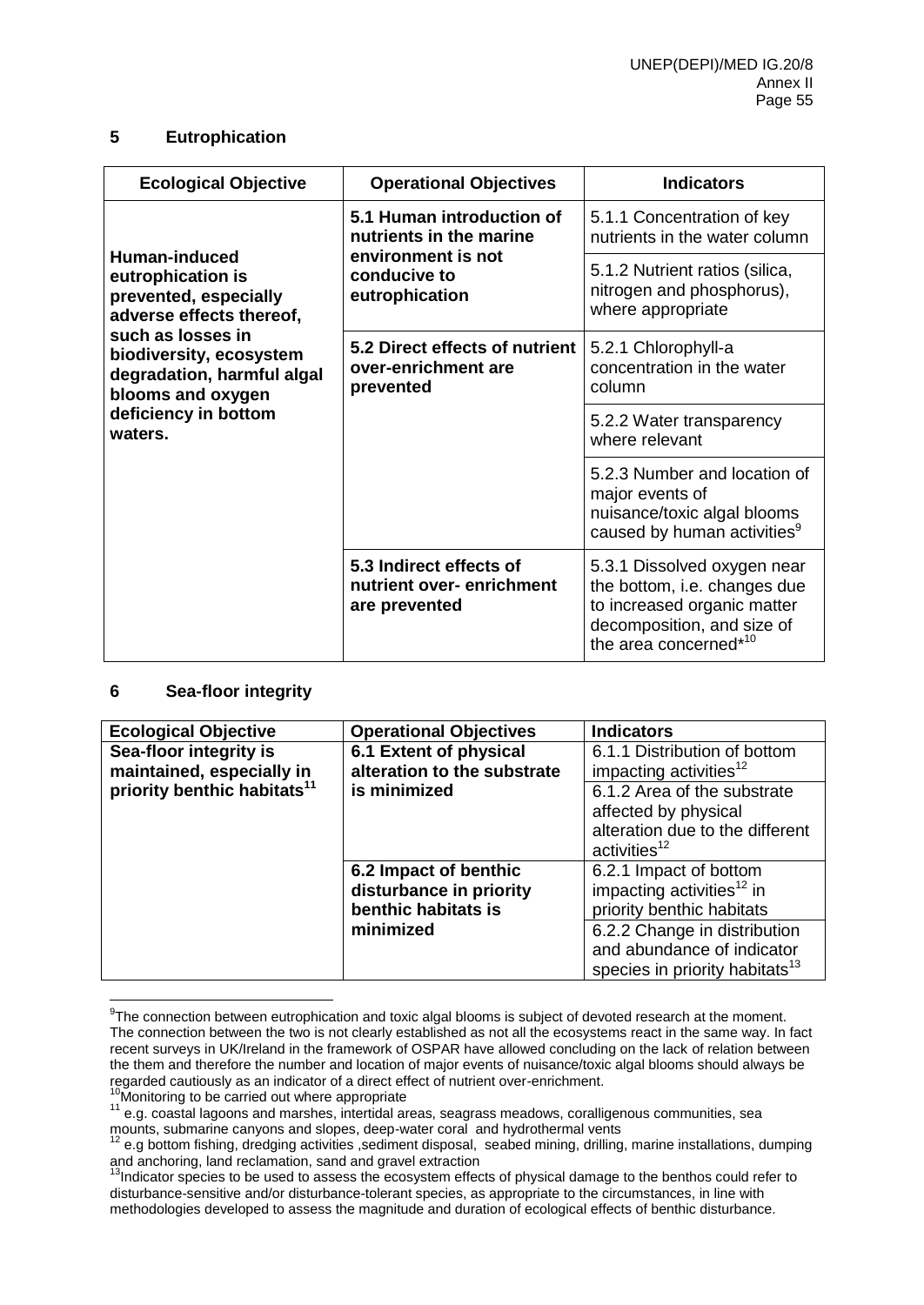## 5 Eutrophication

| Ecological Objective | Operational Objectives | Indicators |
|---|---|---|
| **Human-induced eutrophication is prevented, especially adverse effects thereof, such as losses in biodiversity, ecosystem degradation, harmful algal blooms and oxygen deficiency in bottom waters.** | **5.1 Human introduction of nutrients in the marine environment is not conducive to eutrophication** | 5.1.1 Concentration of key nutrients in the water column |
| | | 5.1.2 Nutrient ratios (silica, nitrogen and phosphorus), where appropriate |
| | **5.2 Direct effects of nutrient over-enrichment are prevented** | 5.2.1 Chlorophyll-a concentration in the water column |
| | | 5.2.2 Water transparency where relevant |
| | | 5.2.3 Number and location of major events of nuisance/toxic algal blooms caused by human activities[9] |
| | **5.3 Indirect effects of nutrient over- enrichment are prevented** | 5.3.1 Dissolved oxygen near the bottom, i.e. changes due to increased organic matter decomposition, and size of the area concerned*[10] |

## 6 Sea-floor integrity

| Ecological Objective | Operational Objectives | Indicators |
|---|---|---|
| **Sea-floor integrity is maintained, especially in priority benthic habitats[11]** | **6.1 Extent of physical alteration to the substrate is minimized** | 6.1.1 Distribution of bottom impacting activities[12] |
| | | 6.1.2 Area of the substrate affected by physical alteration due to the different activities[12] |
| | **6.2 Impact of benthic disturbance in priority benthic habitats is minimized** | 6.2.1 Impact of bottom impacting activities[12] in priority benthic habitats |
| | | 6.2.2 Change in distribution and abundance of indicator species in priority habitats[13] |

[9] The connection between eutrophication and toxic algal blooms is subject of devoted research at the moment. The connection between the two is not clearly established as not all the ecosystems react in the same way. In fact recent surveys in UK/Ireland in the framework of OSPAR have allowed concluding on the lack of relation between the them and therefore the number and location of major events of nuisance/toxic algal blooms should always be regarded cautiously as an indicator of a direct effect of nutrient over-enrichment.

[10] Monitoring to be carried out where appropriate

[11] e.g. coastal lagoons and marshes, intertidal areas, seagrass meadows, coralligenous communities, sea mounts, submarine canyons and slopes, deep-water coral and hydrothermal vents

[12] e.g bottom fishing, dredging activities ,sediment disposal, seabed mining, drilling, marine installations, dumping and anchoring, land reclamation, sand and gravel extraction

[13] Indicator species to be used to assess the ecosystem effects of physical damage to the benthos could refer to disturbance-sensitive and/or disturbance-tolerant species, as appropriate to the circumstances, in line with methodologies developed to assess the magnitude and duration of ecological effects of benthic disturbance.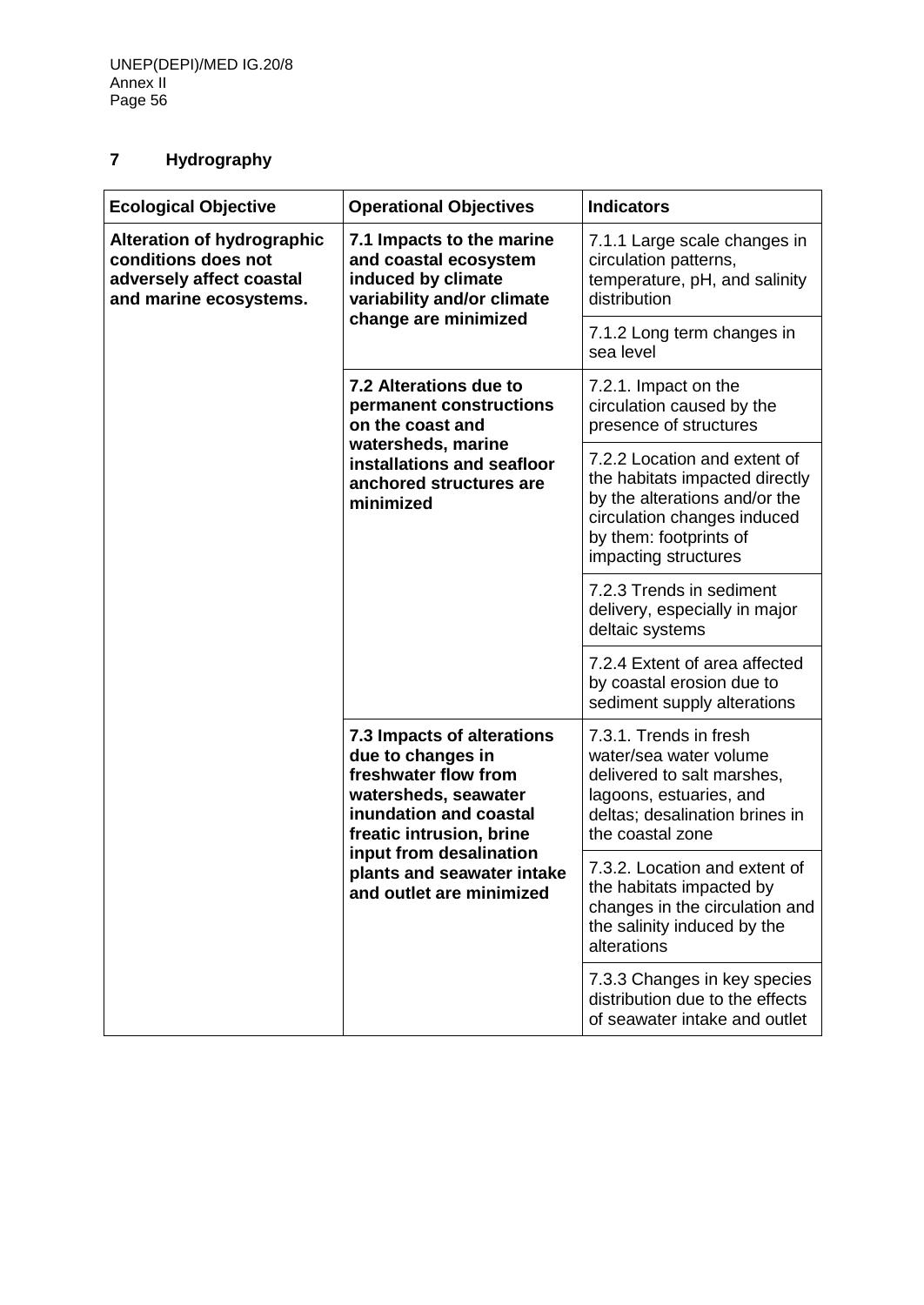## 7 Hydrography

| Ecological Objective | Operational Objectives | Indicators |
|---|---|---|
| **Alteration of hydrographic conditions does not adversely affect coastal and marine ecosystems.** | **7.1 Impacts to the marine and coastal ecosystem induced by climate variability and/or climate change are minimized** | 7.1.1 Large scale changes in circulation patterns, temperature, pH, and salinity distribution |
| | | 7.1.2 Long term changes in sea level |
| | **7.2 Alterations due to permanent constructions on the coast and watersheds, marine installations and seafloor anchored structures are minimized** | 7.2.1. Impact on the circulation caused by the presence of structures |
| | | 7.2.2 Location and extent of the habitats impacted directly by the alterations and/or the circulation changes induced by them: footprints of impacting structures |
| | | 7.2.3 Trends in sediment delivery, especially in major deltaic systems |
| | | 7.2.4 Extent of area affected by coastal erosion due to sediment supply alterations |
| | **7.3 Impacts of alterations due to changes in freshwater flow from watersheds, seawater inundation and coastal freatic intrusion, brine input from desalination plants and seawater intake and outlet are minimized** | 7.3.1. Trends in fresh water/sea water volume delivered to salt marshes, lagoons, estuaries, and deltas; desalination brines in the coastal zone |
| | | 7.3.2. Location and extent of the habitats impacted by changes in the circulation and the salinity induced by the alterations |
| | | 7.3.3 Changes in key species distribution due to the effects of seawater intake and outlet |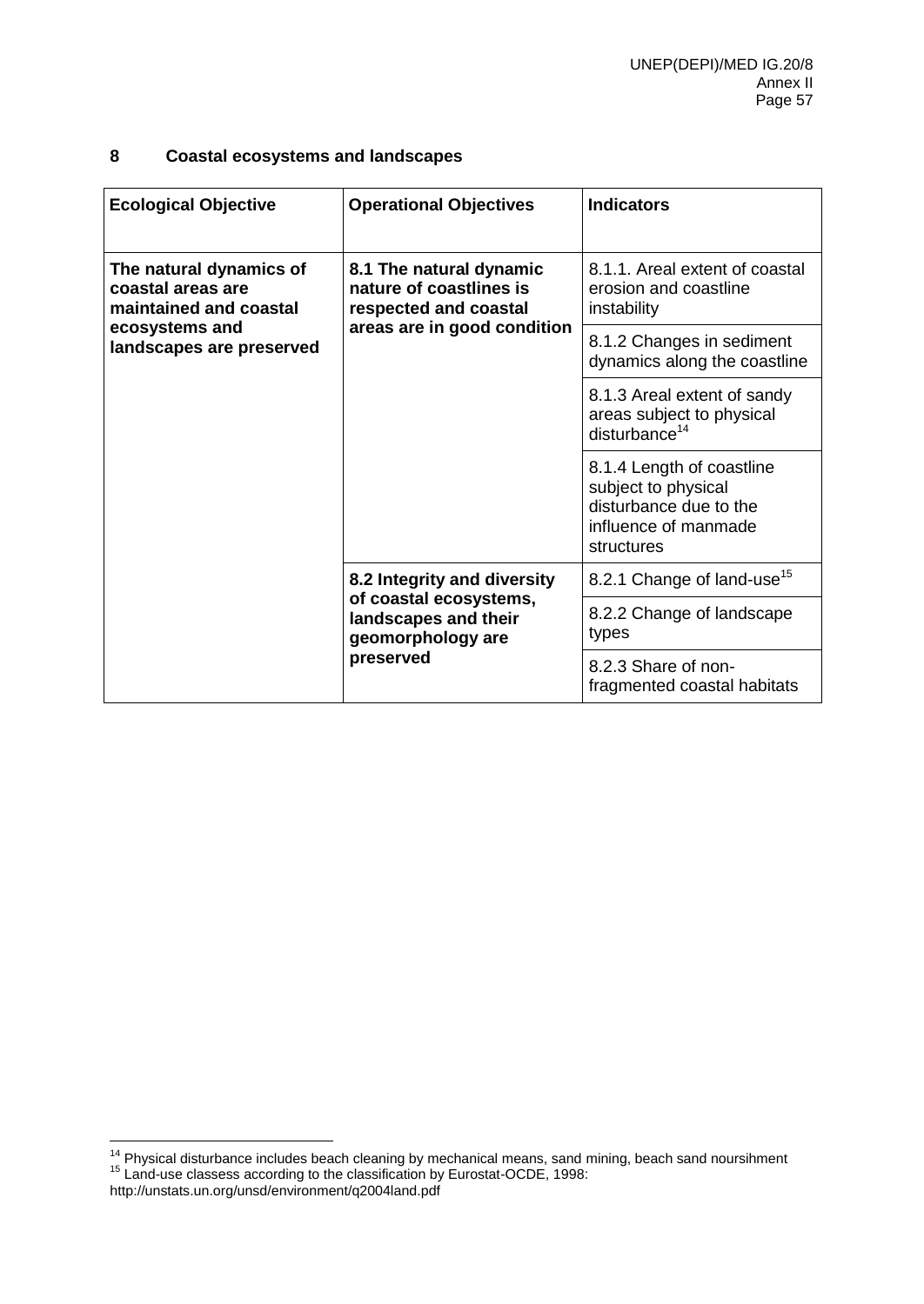## 8 Coastal ecosystems and landscapes

| Ecological Objective | Operational Objectives | Indicators |
|---|---|---|
| **The natural dynamics of coastal areas are maintained and coastal ecosystems and landscapes are preserved** | **8.1 The natural dynamic nature of coastlines is respected and coastal areas are in good condition** | 8.1.1. Areal extent of coastal erosion and coastline instability |
| | | 8.1.2 Changes in sediment dynamics along the coastline |
| | | 8.1.3 Areal extent of sandy areas subject to physical disturbance[14] |
| | | 8.1.4 Length of coastline subject to physical disturbance due to the influence of manmade structures |
| | **8.2 Integrity and diversity of coastal ecosystems, landscapes and their geomorphology are preserved** | 8.2.1 Change of land-use[15] |
| | | 8.2.2 Change of landscape types |
| | | 8.2.3 Share of non-fragmented coastal habitats |

[14] Physical disturbance includes beach cleaning by mechanical means, sand mining, beach sand noursihment

[15] Land-use classess according to the classification by Eurostat-OCDE, 1998: http://unstats.un.org/unsd/environment/q2004land.pdf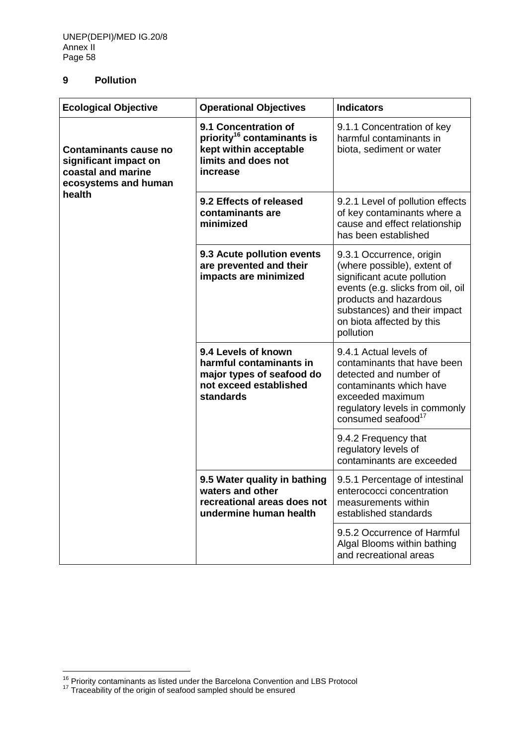## 9 Pollution

| Ecological Objective | Operational Objectives | Indicators |
|---|---|---|
| **Contaminants cause no significant impact on coastal and marine ecosystems and human health** | **9.1 Concentration of priority[16] contaminants is kept within acceptable limits and does not increase** | 9.1.1 Concentration of key harmful contaminants in biota, sediment or water |
| | **9.2 Effects of released contaminants are minimized** | 9.2.1 Level of pollution effects of key contaminants where a cause and effect relationship has been established |
| | **9.3 Acute pollution events are prevented and their impacts are minimized** | 9.3.1 Occurrence, origin (where possible), extent of significant acute pollution events (e.g. slicks from oil, oil products and hazardous substances) and their impact on biota affected by this pollution |
| | **9.4 Levels of known harmful contaminants in major types of seafood do not exceed established standards** | 9.4.1 Actual levels of contaminants that have been detected and number of contaminants which have exceeded maximum regulatory levels in commonly consumed seafood[17] |
| | | 9.4.2 Frequency that regulatory levels of contaminants are exceeded |
| | **9.5 Water quality in bathing waters and other recreational areas does not undermine human health** | 9.5.1 Percentage of intestinal enterococci concentration measurements within established standards |
| | | 9.5.2 Occurrence of Harmful Algal Blooms within bathing and recreational areas |

[16] Priority contaminants as listed under the Barcelona Convention and LBS Protocol

[17] Traceability of the origin of seafood sampled should be ensured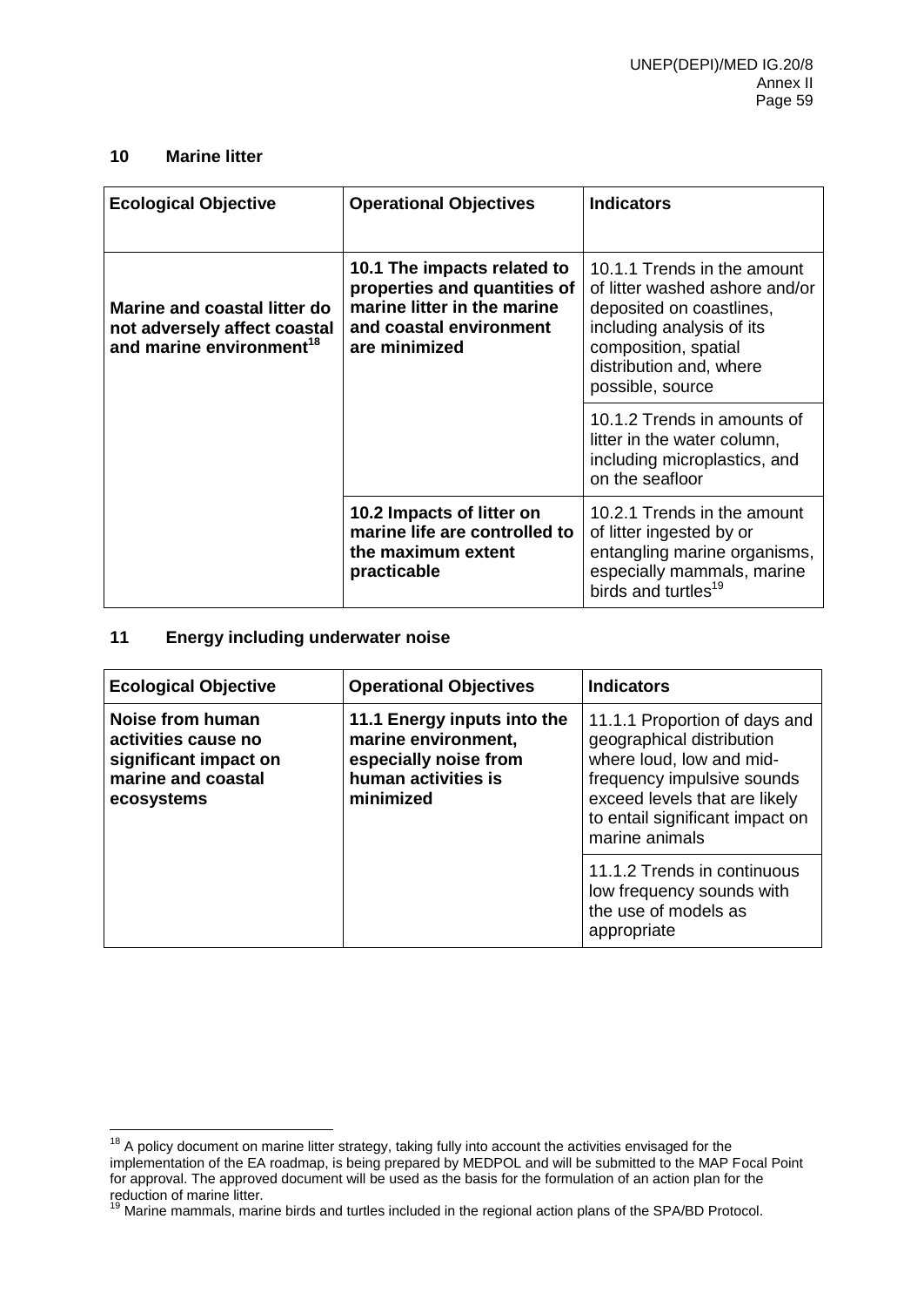## 10 Marine litter

| Ecological Objective | Operational Objectives | Indicators |
|---|---|---|
| **Marine and coastal litter do not adversely affect coastal and marine environment**[18] | **10.1 The impacts related to properties and quantities of marine litter in the marine and coastal environment are minimized** | 10.1.1 Trends in the amount of litter washed ashore and/or deposited on coastlines, including analysis of its composition, spatial distribution and, where possible, source |
| | | 10.1.2 Trends in amounts of litter in the water column, including microplastics, and on the seafloor |
| | **10.2 Impacts of litter on marine life are controlled to the maximum extent practicable** | 10.2.1 Trends in the amount of litter ingested by or entangling marine organisms, especially mammals, marine birds and turtles[19] |

## 11 Energy including underwater noise

| Ecological Objective | Operational Objectives | Indicators |
|---|---|---|
| **Noise from human activities cause no significant impact on marine and coastal ecosystems** | **11.1 Energy inputs into the marine environment, especially noise from human activities is minimized** | 11.1.1 Proportion of days and geographical distribution where loud, low and mid-frequency impulsive sounds exceed levels that are likely to entail significant impact on marine animals |
| | | 11.1.2 Trends in continuous low frequency sounds with the use of models as appropriate |

---

[18] A policy document on marine litter strategy, taking fully into account the activities envisaged for the implementation of the EA roadmap, is being prepared by MEDPOL and will be submitted to the MAP Focal Point for approval. The approved document will be used as the basis for the formulation of an action plan for the reduction of marine litter.

[19] Marine mammals, marine birds and turtles included in the regional action plans of the SPA/BD Protocol.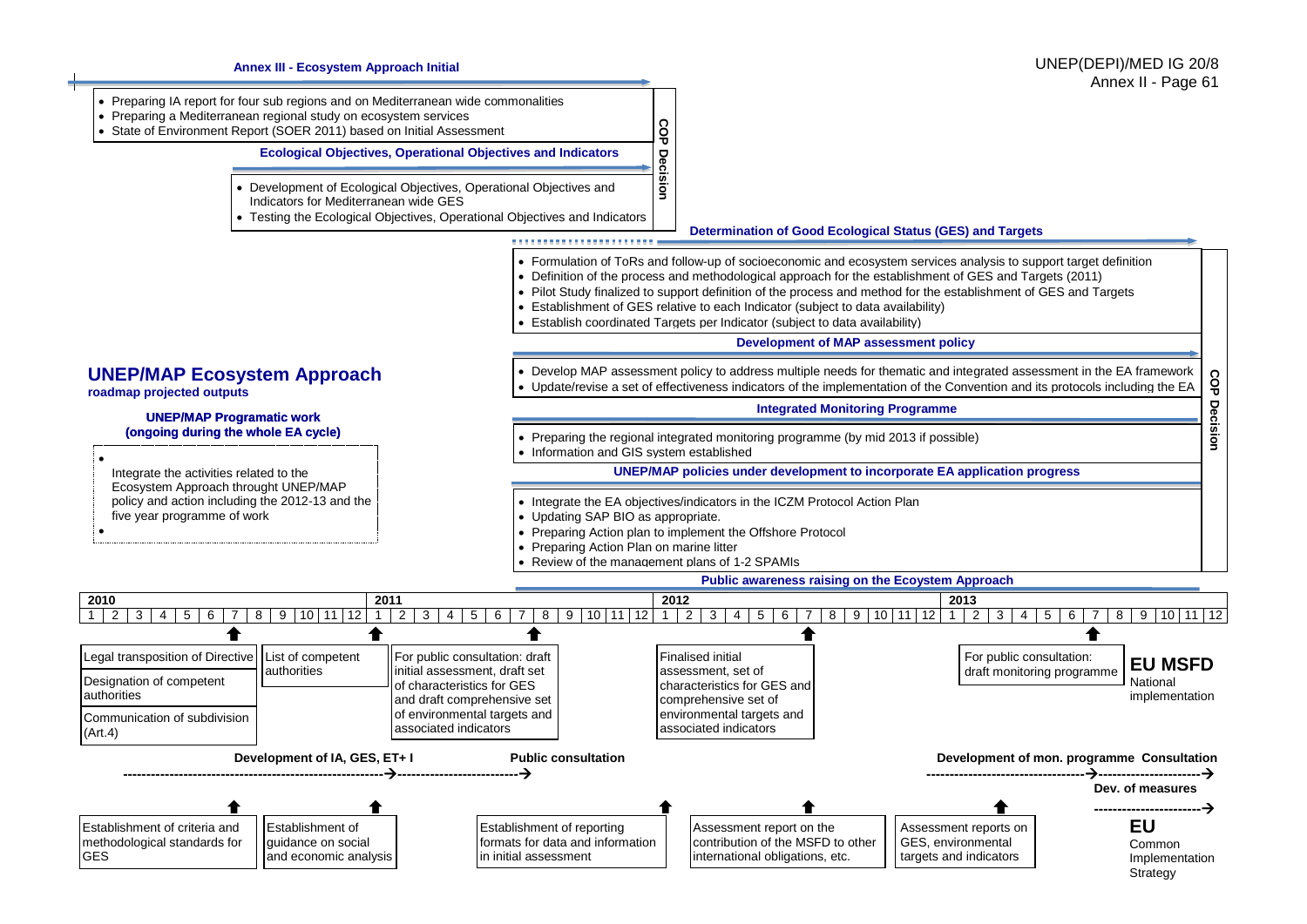**Annex III - Ecosystem Approach Initial**

- Preparing IA report for four sub regions and on Mediterranean wide commonalities
- Preparing a Mediterranean regional study on ecosystem services
- State of Environment Report (SOER 2011) based on Initial Assessment

**COP Decision**

**Ecological Objectives, Operational Objectives and Indicators**

- Development of Ecological Objectives, Operational Objectives and Indicators for Mediterranean wide GES
- Testing the Ecological Objectives, Operational Objectives and Indicators

**Determination of Good Ecological Status (GES) and Targets**

- Formulation of ToRs and follow-up of socioeconomic and ecosystem services analysis to support target definition
- Definition of the process and methodological approach for the establishment of GES and Targets (2011)
- Pilot Study finalized to support definition of the process and method for the establishment of GES and Targets
- Establishment of GES relative to each Indicator (subject to data availability)
- Establish coordinated Targets per Indicator (subject to data availability)

**Development of MAP assessment policy**

- Develop MAP assessment policy to address multiple needs for thematic and integrated assessment in the EA framework
- Update/revise a set of effectiveness indicators of the implementation of the Convention and its protocols including the EA

**Integrated Monitoring Programme**

- Preparing the regional integrated monitoring programme (by mid 2013 if possible)
- Information and GIS system established

**UNEP/MAP policies under development to incorporate EA application progress**

- Integrate the EA objectives/indicators in the ICZM Protocol Action Plan
- Updating SAP BIO as appropriate.
- Preparing Action plan to implement the Offshore Protocol
- Preparing Action Plan on marine litter
- Review of the management plans of 1-2 SPAMIs

**COP Decision**

**Public awareness raising on the Ecoystem Approach**

## UNEP/MAP Ecosystem Approach

**roadmap projected outputs**

**UNEP/MAP Programatic work (ongoing during the whole EA cycle)**

- Integrate the activities related to the Ecosystem Approach throught UNEP/MAP policy and action including the 2012-13 and the five year programme of work

**2010** | 1 2 3 4 5 6 7 8 9 10 11 12 | **2011** | 1 2 3 4 5 6 7 8 9 10 11 12 | **2012** | 1 2 3 4 5 6 7 8 9 10 11 12 | **2013** | 1 2 3 4 5 6 7 8 9 10 11 12

- Legal transposition of Directive
- Designation of competent authorities
- Communication of subdivision (Art.4)
- List of competent authorities
- For public consultation: draft initial assessment, draft set of characteristics for GES and draft comprehensive set of environmental targets and associated indicators
- Finalised initial assessment, set of characteristics for GES and comprehensive set of environmental targets and associated indicators
- For public consultation: draft monitoring programme

**EU MSFD**
National implementation

**Development of IA, GES, ET+ I** → **Public consultation** → **Development of mon. programme** → **Consultation** → **Dev. of measures**

- Establishment of criteria and methodological standards for GES
- Establishment of guidance on social and economic analysis
- Establishment of reporting formats for data and information in initial assessment
- Assessment report on the contribution of the MSFD to other international obligations, etc.
- Assessment reports on GES, environmental targets and indicators

**EU**
Common Implementation Strategy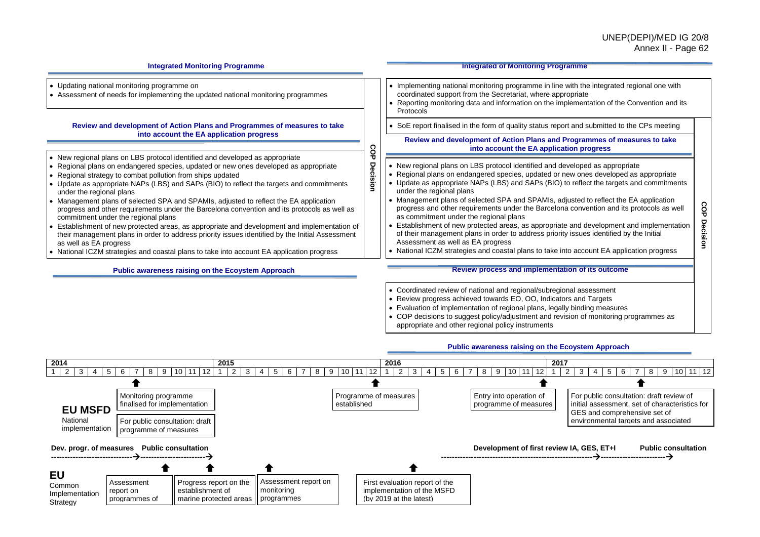**Integrated Monitoring Programme**

- Updating national monitoring programme on
- Assessment of needs for implementing the updated national monitoring programmes

**Review and development of Action Plans and Programmes of measures to take into account the EA application progress**

- New regional plans on LBS protocol identified and developed as appropriate
- Regional plans on endangered species, updated or new ones developed as appropriate
- Regional strategy to combat pollution from ships updated
- Update as appropriate NAPs (LBS) and SAPs (BIO) to reflect the targets and commitments under the regional plans
- Management plans of selected SPA and SPAMIs, adjusted to reflect the EA application progress and other requirements under the Barcelona convention and its protocols as well as commitment under the regional plans
- Establishment of new protected areas, as appropriate and development and implementation of their management plans in order to address priority issues identified by the Initial Assessment as well as EA progress
- National ICZM strategies and coastal plans to take into account EA application progress

**Public awareness raising on the Ecosystem Approach**

**COP Decision**

**Integrated of Monitoring Programme**

- Implementing national monitoring programme in line with the integrated regional one with coordinated support from the Secretariat, where appropriate
- Reporting monitoring data and information on the implementation of the Convention and its Protocols

- SoE report finalised in the form of quality status report and submitted to the CPs meeting

**Review and development of Action Plans and Programmes of measures to take into account the EA application progress**

- New regional plans on LBS protocol identified and developed as appropriate
- Regional plans on endangered species, updated or new ones developed as appropriate
- Update as appropriate NAPs (LBS) and SAPs (BIO) to reflect the targets and commitments under the regional plans
- Management plans of selected SPA and SPAMIs, adjusted to reflect the EA application progress and other requirements under the Barcelona convention and its protocols as well as commitment under the regional plans
- Establishment of new protected areas, as appropriate and development and implementation of their management plans in order to address priority issues identified by the Initial Assessment as well as EA progress
- National ICZM strategies and coastal plans to take into account EA application progress

**Review process and implementation of its outcome**

- Coordinated review of national and regional/subregional assessment
- Review progress achieved towards EO, OO, Indicators and Targets
- Evaluation of implementation of regional plans, legally binding measures
- COP decisions to suggest policy/adjustment and revision of monitoring programmes as appropriate and other regional policy instruments

**COP Decision**

**Public awareness raising on the Ecosystem Approach**

| 2014 | | | | | | | | | | | | 2015 | | | | | | | | | | | | 2016 | | | | | | | | | | | | 2017 | | | | | | | | | | | |
|---|---|---|---|---|---|---|---|---|---|---|---|---|---|---|---|---|---|---|---|---|---|---|---|---|---|---|---|---|---|---|---|---|---|---|---|---|---|---|---|---|---|---|---|---|---|---|---|
| 1 | 2 | 3 | 4 | 5 | 6 | 7 | 8 | 9 | 10 | 11 | 12 | 1 | 2 | 3 | 4 | 5 | 6 | 7 | 8 | 9 | 10 | 11 | 12 | 1 | 2 | 3 | 4 | 5 | 6 | 7 | 8 | 9 | 10 | 11 | 12 | 1 | 2 | 3 | 4 | 5 | 6 | 7 | 8 | 9 | 10 | 11 | 12 |

**EU MSFD**
National implementation

- Monitoring programme finalised for implementation
- For public consultation: draft programme of measures
- Programme of measures established
- Entry into operation of programme of measures
- For public consultation: draft review of initial assessment, set of characteristics for GES and comprehensive set of environmental targets and associated

**Dev. progr. of measures** → **Public consultation** →

**Development of first review IA, GES, ET+I** → **Public consultation** →

**EU**
Common Implementation Strategy

- Assessment report on programmes of
- Progress report on the establishment of marine protected areas
- Assessment report on monitoring programmes
- First evaluation report of the implementation of the MSFD (by 2019 at the latest)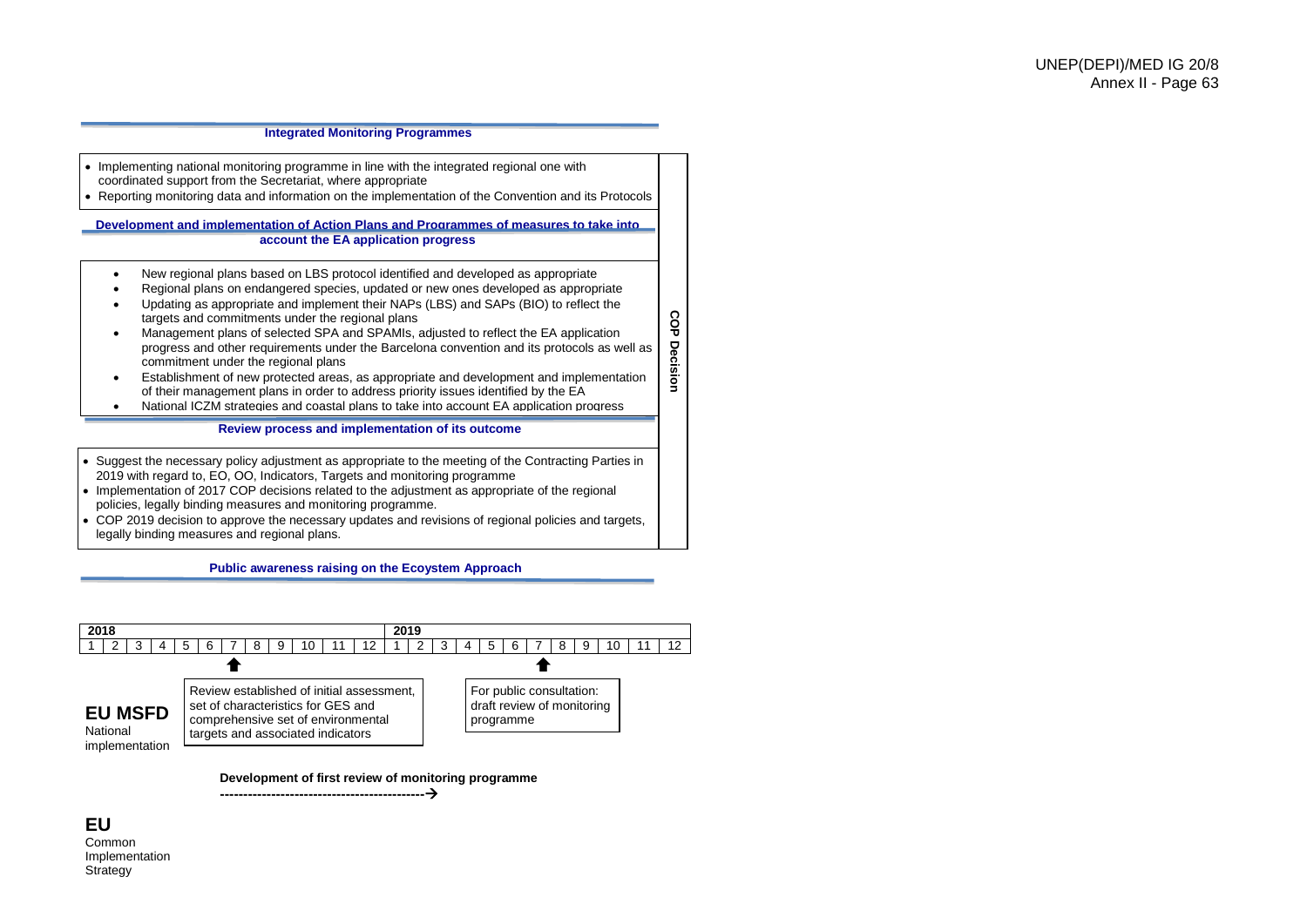### Integrated Monitoring Programmes

- Implementing national monitoring programme in line with the integrated regional one with coordinated support from the Secretariat, where appropriate
- Reporting monitoring data and information on the implementation of the Convention and its Protocols

### Development and implementation of Action Plans and Programmes of measures to take into account the EA application progress

- New regional plans based on LBS protocol identified and developed as appropriate
- Regional plans on endangered species, updated or new ones developed as appropriate
- Updating as appropriate and implement their NAPs (LBS) and SAPs (BIO) to reflect the targets and commitments under the regional plans
- Management plans of selected SPA and SPAMIs, adjusted to reflect the EA application progress and other requirements under the Barcelona convention and its protocols as well as commitment under the regional plans
- Establishment of new protected areas, as appropriate and development and implementation of their management plans in order to address priority issues identified by the EA
- National ICZM strategies and coastal plans to take into account EA application progress

### Review process and implementation of its outcome

- Suggest the necessary policy adjustment as appropriate to the meeting of the Contracting Parties in 2019 with regard to, EO, OO, Indicators, Targets and monitoring programme
- Implementation of 2017 COP decisions related to the adjustment as appropriate of the regional policies, legally binding measures and monitoring programme.
- COP 2019 decision to approve the necessary updates and revisions of regional policies and targets, legally binding measures and regional plans.

**COP Decision**

### Public awareness raising on the Ecoystem Approach

| 2018 | | | | | | | | | | | | 2019 | | | | | | | | | | | |
|---|---|---|---|---|---|---|---|---|---|---|---|---|---|---|---|---|---|---|---|---|---|---|---|
| 1 | 2 | 3 | 4 | 5 | 6 | 7 | 8 | 9 | 10 | 11 | 12 | 1 | 2 | 3 | 4 | 5 | 6 | 7 | 8 | 9 | 10 | 11 | 12 |

**EU MSFD**
National implementation

Review established of initial assessment, set of characteristics for GES and comprehensive set of environmental targets and associated indicators

For public consultation: draft review of monitoring programme

**Development of first review of monitoring programme**
----------------------------------------------→

**EU**
Common Implementation Strategy